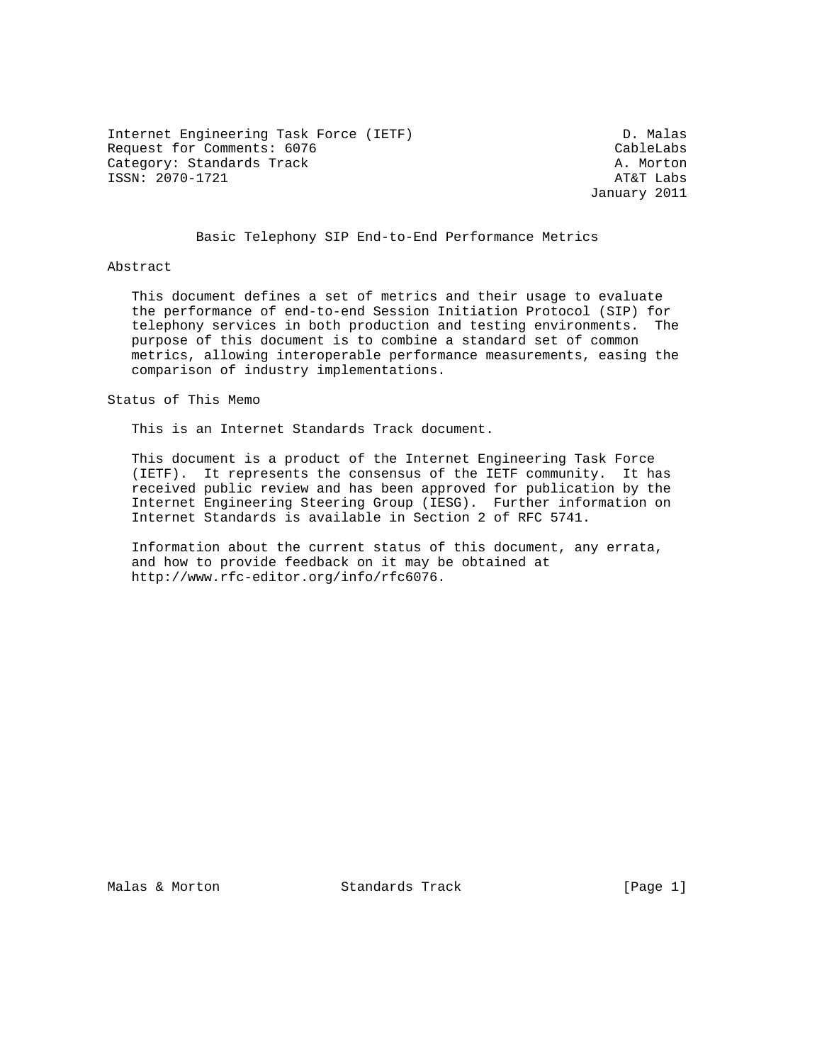Internet Engineering Task Force (IETF)                          D. Malas
Request for Comments: 6076                                     CableLabs
Category: Standards Track                                      A. Morton
ISSN: 2070-1721                                                AT&T Labs
                                                            January 2011

# Basic Telephony SIP End-to-End Performance Metrics

## Abstract

This document defines a set of metrics and their usage to evaluate the performance of end-to-end Session Initiation Protocol (SIP) for telephony services in both production and testing environments. The purpose of this document is to combine a standard set of common metrics, allowing interoperable performance measurements, easing the comparison of industry implementations.

## Status of This Memo

This is an Internet Standards Track document.

This document is a product of the Internet Engineering Task Force (IETF). It represents the consensus of the IETF community. It has received public review and has been approved for publication by the Internet Engineering Steering Group (IESG). Further information on Internet Standards is available in Section 2 of RFC 5741.

Information about the current status of this document, any errata, and how to provide feedback on it may be obtained at http://www.rfc-editor.org/info/rfc6076.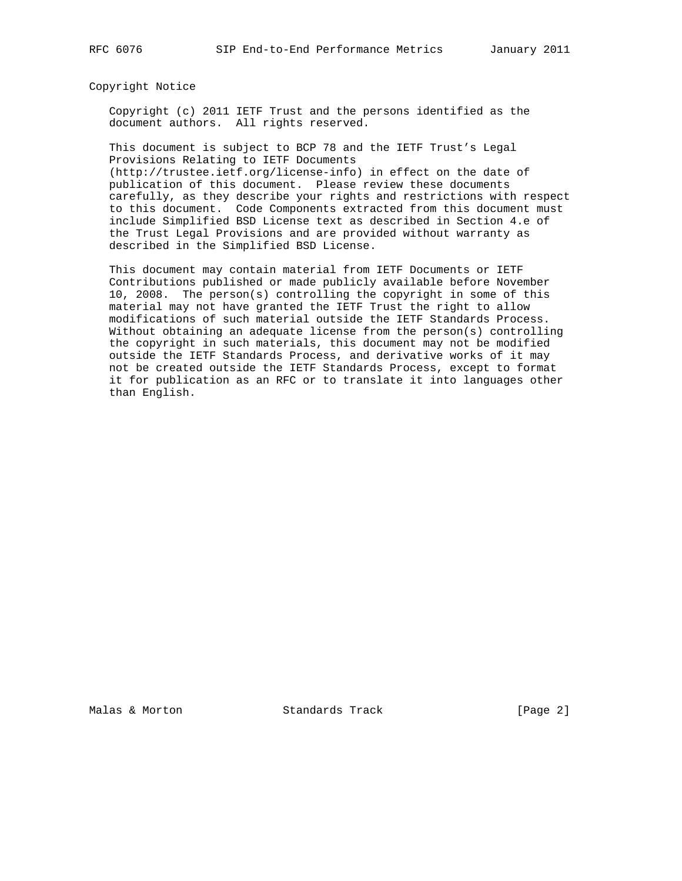## Copyright Notice

Copyright (c) 2011 IETF Trust and the persons identified as the document authors. All rights reserved.

This document is subject to BCP 78 and the IETF Trust's Legal Provisions Relating to IETF Documents (http://trustee.ietf.org/license-info) in effect on the date of publication of this document. Please review these documents carefully, as they describe your rights and restrictions with respect to this document. Code Components extracted from this document must include Simplified BSD License text as described in Section 4.e of the Trust Legal Provisions and are provided without warranty as described in the Simplified BSD License.

This document may contain material from IETF Documents or IETF Contributions published or made publicly available before November 10, 2008. The person(s) controlling the copyright in some of this material may not have granted the IETF Trust the right to allow modifications of such material outside the IETF Standards Process. Without obtaining an adequate license from the person(s) controlling the copyright in such materials, this document may not be modified outside the IETF Standards Process, and derivative works of it may not be created outside the IETF Standards Process, except to format it for publication as an RFC or to translate it into languages other than English.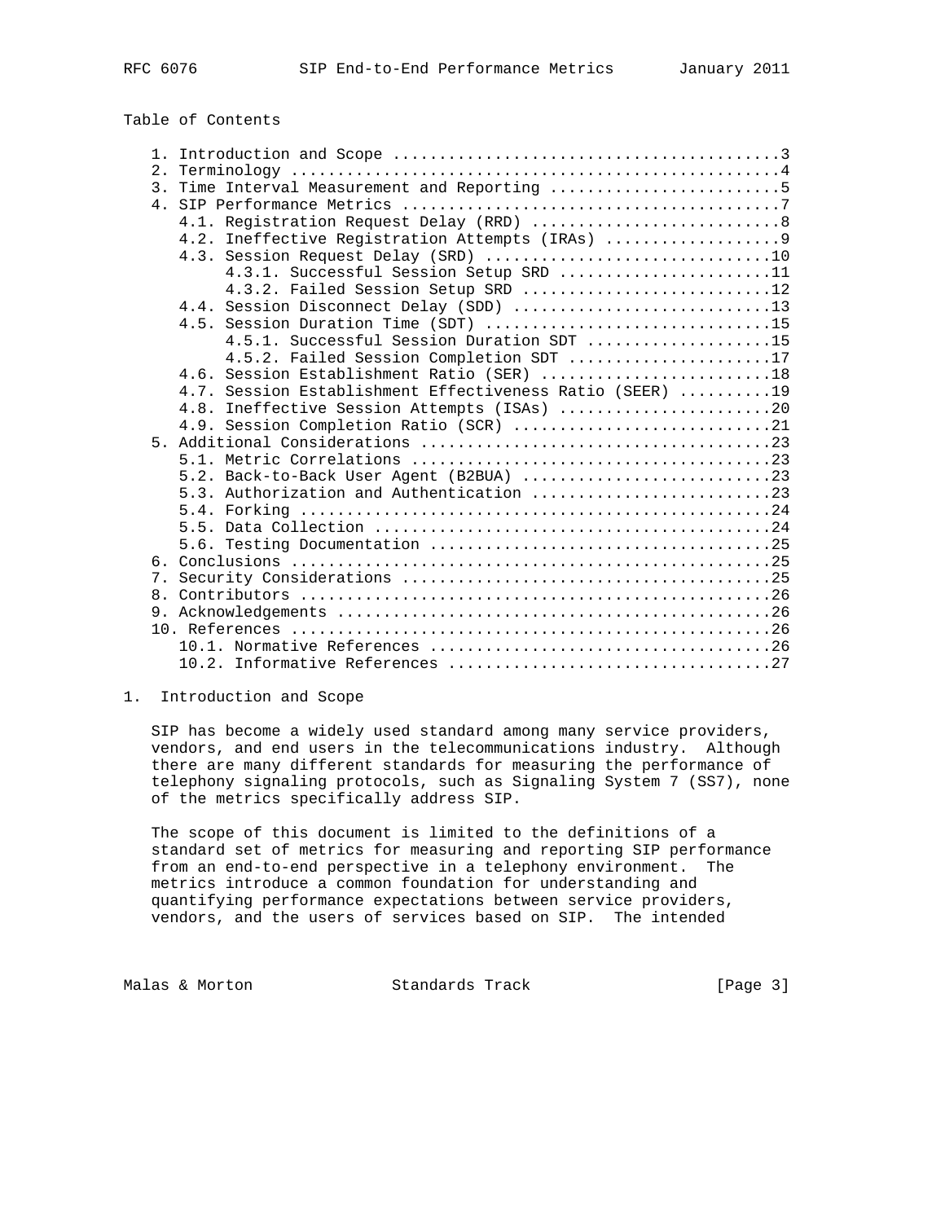Table of Contents

```
   1. Introduction and Scope ..........................................3
   2. Terminology .....................................................4
   3. Time Interval Measurement and Reporting .........................5
   4. SIP Performance Metrics .........................................7
      4.1. Registration Request Delay (RRD) ...........................8
      4.2. Ineffective Registration Attempts (IRAs) ...................9
      4.3. Session Request Delay (SRD) ...............................10
           4.3.1. Successful Session Setup SRD .......................11
           4.3.2. Failed Session Setup SRD ...........................12
      4.4. Session Disconnect Delay (SDD) ............................13
      4.5. Session Duration Time (SDT) ...............................15
           4.5.1. Successful Session Duration SDT ....................15
           4.5.2. Failed Session Completion SDT ......................17
      4.6. Session Establishment Ratio (SER) .........................18
      4.7. Session Establishment Effectiveness Ratio (SEER) ..........19
      4.8. Ineffective Session Attempts (ISAs) .......................20
      4.9. Session Completion Ratio (SCR) ............................21
   5. Additional Considerations ......................................23
      5.1. Metric Correlations .......................................23
      5.2. Back-to-Back User Agent (B2BUA) ...........................23
      5.3. Authorization and Authentication ..........................23
      5.4. Forking ...................................................24
      5.5. Data Collection ...........................................24
      5.6. Testing Documentation .....................................25
   6. Conclusions ....................................................25
   7. Security Considerations ........................................25
   8. Contributors ...................................................26
   9. Acknowledgements ...............................................26
   10. References ....................................................26
      10.1. Normative References .....................................26
      10.2. Informative References ...................................27
```

## 1. Introduction and Scope

SIP has become a widely used standard among many service providers, vendors, and end users in the telecommunications industry. Although there are many different standards for measuring the performance of telephony signaling protocols, such as Signaling System 7 (SS7), none of the metrics specifically address SIP.

The scope of this document is limited to the definitions of a standard set of metrics for measuring and reporting SIP performance from an end-to-end perspective in a telephony environment. The metrics introduce a common foundation for understanding and quantifying performance expectations between service providers, vendors, and the users of services based on SIP. The intended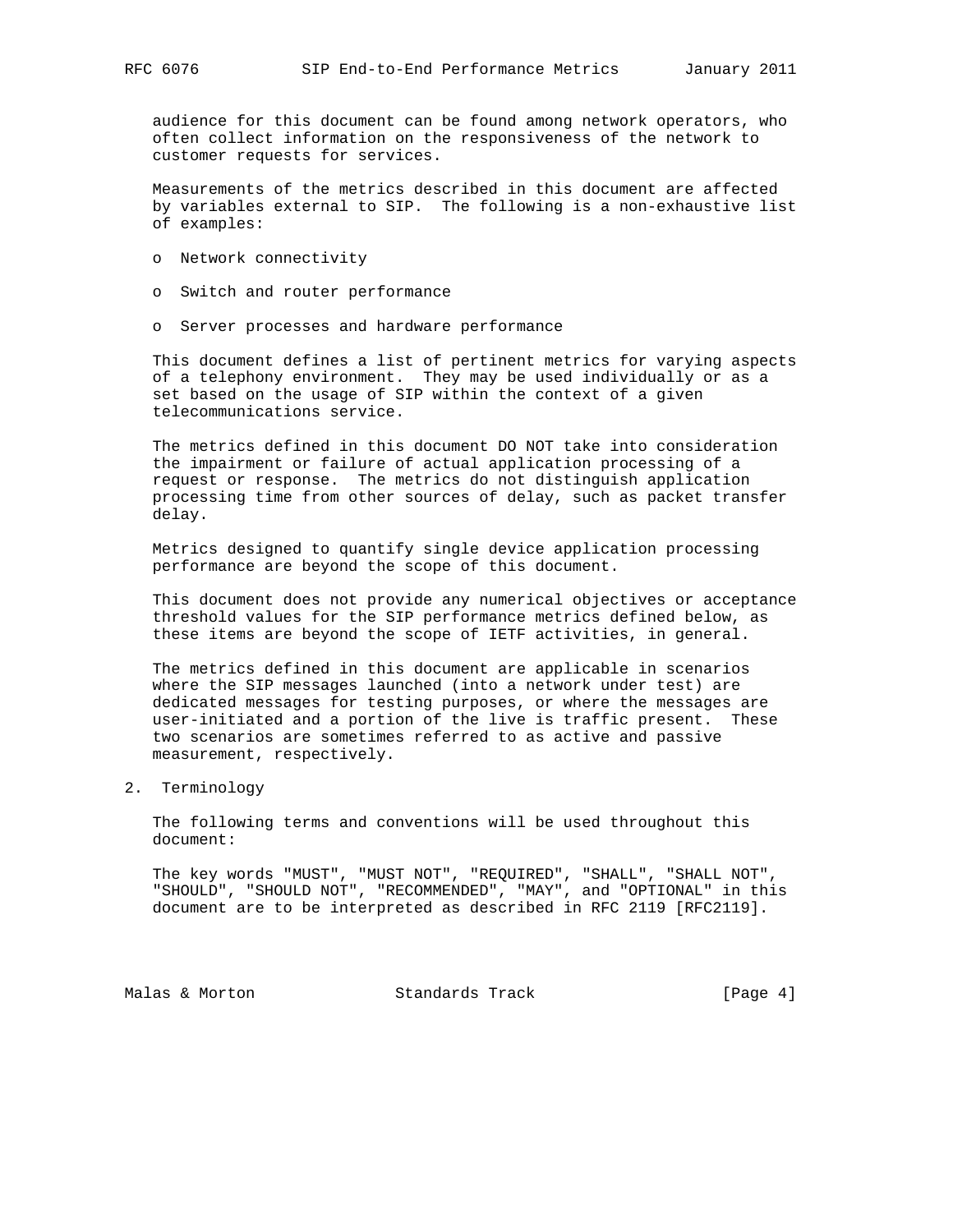audience for this document can be found among network operators, who often collect information on the responsiveness of the network to customer requests for services.

Measurements of the metrics described in this document are affected by variables external to SIP. The following is a non-exhaustive list of examples:

- Network connectivity
- Switch and router performance
- Server processes and hardware performance

This document defines a list of pertinent metrics for varying aspects of a telephony environment. They may be used individually or as a set based on the usage of SIP within the context of a given telecommunications service.

The metrics defined in this document DO NOT take into consideration the impairment or failure of actual application processing of a request or response. The metrics do not distinguish application processing time from other sources of delay, such as packet transfer delay.

Metrics designed to quantify single device application processing performance are beyond the scope of this document.

This document does not provide any numerical objectives or acceptance threshold values for the SIP performance metrics defined below, as these items are beyond the scope of IETF activities, in general.

The metrics defined in this document are applicable in scenarios where the SIP messages launched (into a network under test) are dedicated messages for testing purposes, or where the messages are user-initiated and a portion of the live is traffic present. These two scenarios are sometimes referred to as active and passive measurement, respectively.

## 2. Terminology

The following terms and conventions will be used throughout this document:

The key words "MUST", "MUST NOT", "REQUIRED", "SHALL", "SHALL NOT", "SHOULD", "SHOULD NOT", "RECOMMENDED", "MAY", and "OPTIONAL" in this document are to be interpreted as described in RFC 2119 [RFC2119].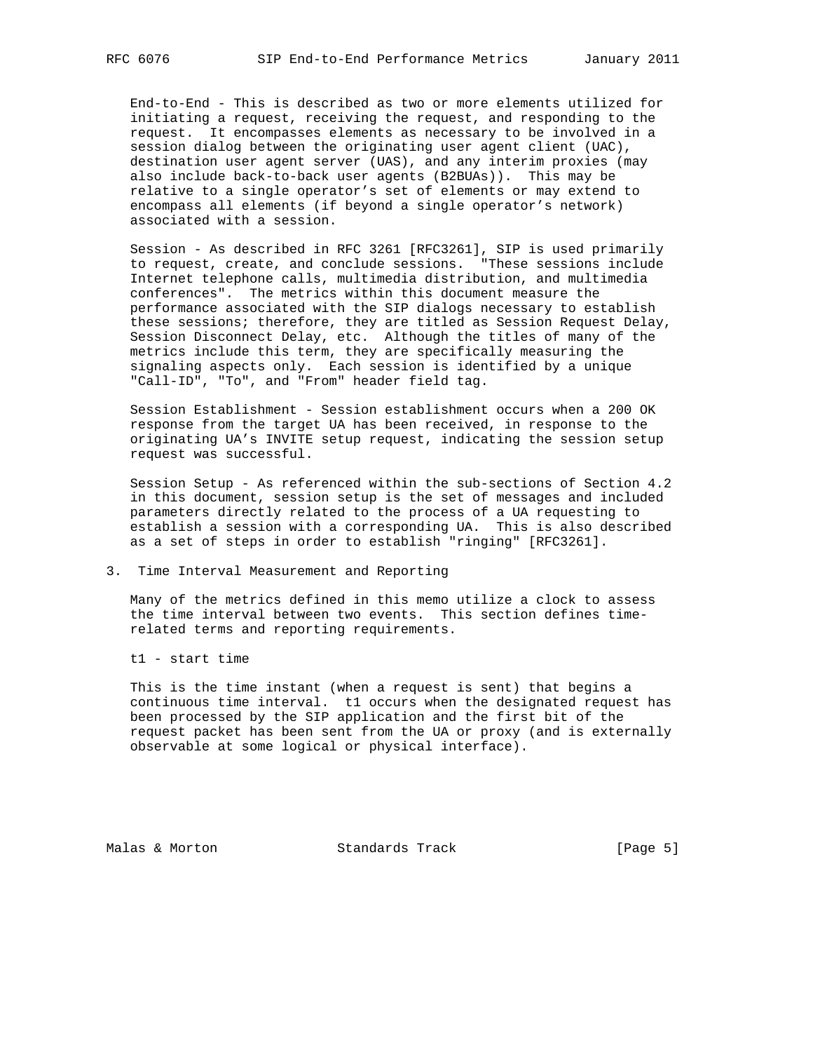End-to-End - This is described as two or more elements utilized for initiating a request, receiving the request, and responding to the request. It encompasses elements as necessary to be involved in a session dialog between the originating user agent client (UAC), destination user agent server (UAS), and any interim proxies (may also include back-to-back user agents (B2BUAs)). This may be relative to a single operator's set of elements or may extend to encompass all elements (if beyond a single operator's network) associated with a session.

Session - As described in RFC 3261 [RFC3261], SIP is used primarily to request, create, and conclude sessions. "These sessions include Internet telephone calls, multimedia distribution, and multimedia conferences". The metrics within this document measure the performance associated with the SIP dialogs necessary to establish these sessions; therefore, they are titled as Session Request Delay, Session Disconnect Delay, etc. Although the titles of many of the metrics include this term, they are specifically measuring the signaling aspects only. Each session is identified by a unique "Call-ID", "To", and "From" header field tag.

Session Establishment - Session establishment occurs when a 200 OK response from the target UA has been received, in response to the originating UA's INVITE setup request, indicating the session setup request was successful.

Session Setup - As referenced within the sub-sections of Section 4.2 in this document, session setup is the set of messages and included parameters directly related to the process of a UA requesting to establish a session with a corresponding UA. This is also described as a set of steps in order to establish "ringing" [RFC3261].

## 3. Time Interval Measurement and Reporting

Many of the metrics defined in this memo utilize a clock to assess the time interval between two events. This section defines time-related terms and reporting requirements.

t1 - start time

This is the time instant (when a request is sent) that begins a continuous time interval. t1 occurs when the designated request has been processed by the SIP application and the first bit of the request packet has been sent from the UA or proxy (and is externally observable at some logical or physical interface).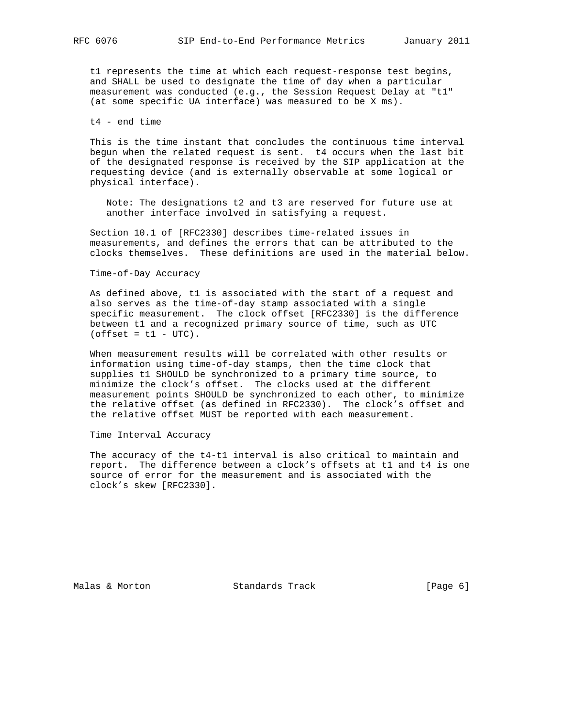t1 represents the time at which each request-response test begins, and SHALL be used to designate the time of day when a particular measurement was conducted (e.g., the Session Request Delay at "t1" (at some specific UA interface) was measured to be X ms).

t4 - end time

This is the time instant that concludes the continuous time interval begun when the related request is sent. t4 occurs when the last bit of the designated response is received by the SIP application at the requesting device (and is externally observable at some logical or physical interface).

> Note: The designations t2 and t3 are reserved for future use at another interface involved in satisfying a request.

Section 10.1 of [RFC2330] describes time-related issues in measurements, and defines the errors that can be attributed to the clocks themselves. These definitions are used in the material below.

Time-of-Day Accuracy

As defined above, t1 is associated with the start of a request and also serves as the time-of-day stamp associated with a single specific measurement. The clock offset [RFC2330] is the difference between t1 and a recognized primary source of time, such as UTC (offset = t1 - UTC).

When measurement results will be correlated with other results or information using time-of-day stamps, then the time clock that supplies t1 SHOULD be synchronized to a primary time source, to minimize the clock's offset. The clocks used at the different measurement points SHOULD be synchronized to each other, to minimize the relative offset (as defined in RFC2330). The clock's offset and the relative offset MUST be reported with each measurement.

Time Interval Accuracy

The accuracy of the t4-t1 interval is also critical to maintain and report. The difference between a clock's offsets at t1 and t4 is one source of error for the measurement and is associated with the clock's skew [RFC2330].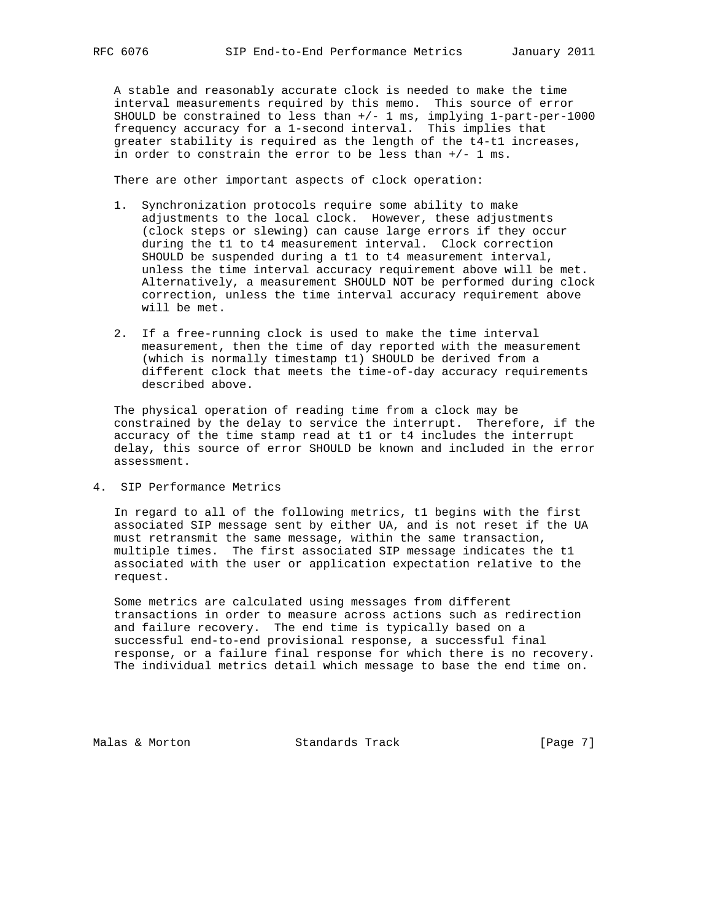A stable and reasonably accurate clock is needed to make the time interval measurements required by this memo. This source of error SHOULD be constrained to less than +/- 1 ms, implying 1-part-per-1000 frequency accuracy for a 1-second interval. This implies that greater stability is required as the length of the t4-t1 increases, in order to constrain the error to be less than +/- 1 ms.

There are other important aspects of clock operation:

1. Synchronization protocols require some ability to make adjustments to the local clock. However, these adjustments (clock steps or slewing) can cause large errors if they occur during the t1 to t4 measurement interval. Clock correction SHOULD be suspended during a t1 to t4 measurement interval, unless the time interval accuracy requirement above will be met. Alternatively, a measurement SHOULD NOT be performed during clock correction, unless the time interval accuracy requirement above will be met.

2. If a free-running clock is used to make the time interval measurement, then the time of day reported with the measurement (which is normally timestamp t1) SHOULD be derived from a different clock that meets the time-of-day accuracy requirements described above.

The physical operation of reading time from a clock may be constrained by the delay to service the interrupt. Therefore, if the accuracy of the time stamp read at t1 or t4 includes the interrupt delay, this source of error SHOULD be known and included in the error assessment.

## 4. SIP Performance Metrics

In regard to all of the following metrics, t1 begins with the first associated SIP message sent by either UA, and is not reset if the UA must retransmit the same message, within the same transaction, multiple times. The first associated SIP message indicates the t1 associated with the user or application expectation relative to the request.

Some metrics are calculated using messages from different transactions in order to measure across actions such as redirection and failure recovery. The end time is typically based on a successful end-to-end provisional response, a successful final response, or a failure final response for which there is no recovery. The individual metrics detail which message to base the end time on.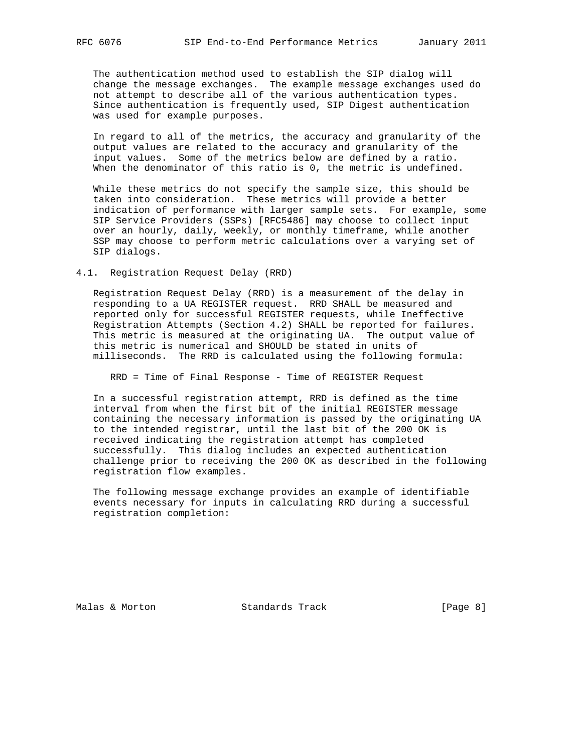The authentication method used to establish the SIP dialog will change the message exchanges. The example message exchanges used do not attempt to describe all of the various authentication types. Since authentication is frequently used, SIP Digest authentication was used for example purposes.

In regard to all of the metrics, the accuracy and granularity of the output values are related to the accuracy and granularity of the input values. Some of the metrics below are defined by a ratio. When the denominator of this ratio is 0, the metric is undefined.

While these metrics do not specify the sample size, this should be taken into consideration. These metrics will provide a better indication of performance with larger sample sets. For example, some SIP Service Providers (SSPs) [RFC5486] may choose to collect input over an hourly, daily, weekly, or monthly timeframe, while another SSP may choose to perform metric calculations over a varying set of SIP dialogs.

### 4.1. Registration Request Delay (RRD)

Registration Request Delay (RRD) is a measurement of the delay in responding to a UA REGISTER request. RRD SHALL be measured and reported only for successful REGISTER requests, while Ineffective Registration Attempts (Section 4.2) SHALL be reported for failures. This metric is measured at the originating UA. The output value of this metric is numerical and SHOULD be stated in units of milliseconds. The RRD is calculated using the following formula:

```
RRD = Time of Final Response - Time of REGISTER Request
```

In a successful registration attempt, RRD is defined as the time interval from when the first bit of the initial REGISTER message containing the necessary information is passed by the originating UA to the intended registrar, until the last bit of the 200 OK is received indicating the registration attempt has completed successfully. This dialog includes an expected authentication challenge prior to receiving the 200 OK as described in the following registration flow examples.

The following message exchange provides an example of identifiable events necessary for inputs in calculating RRD during a successful registration completion: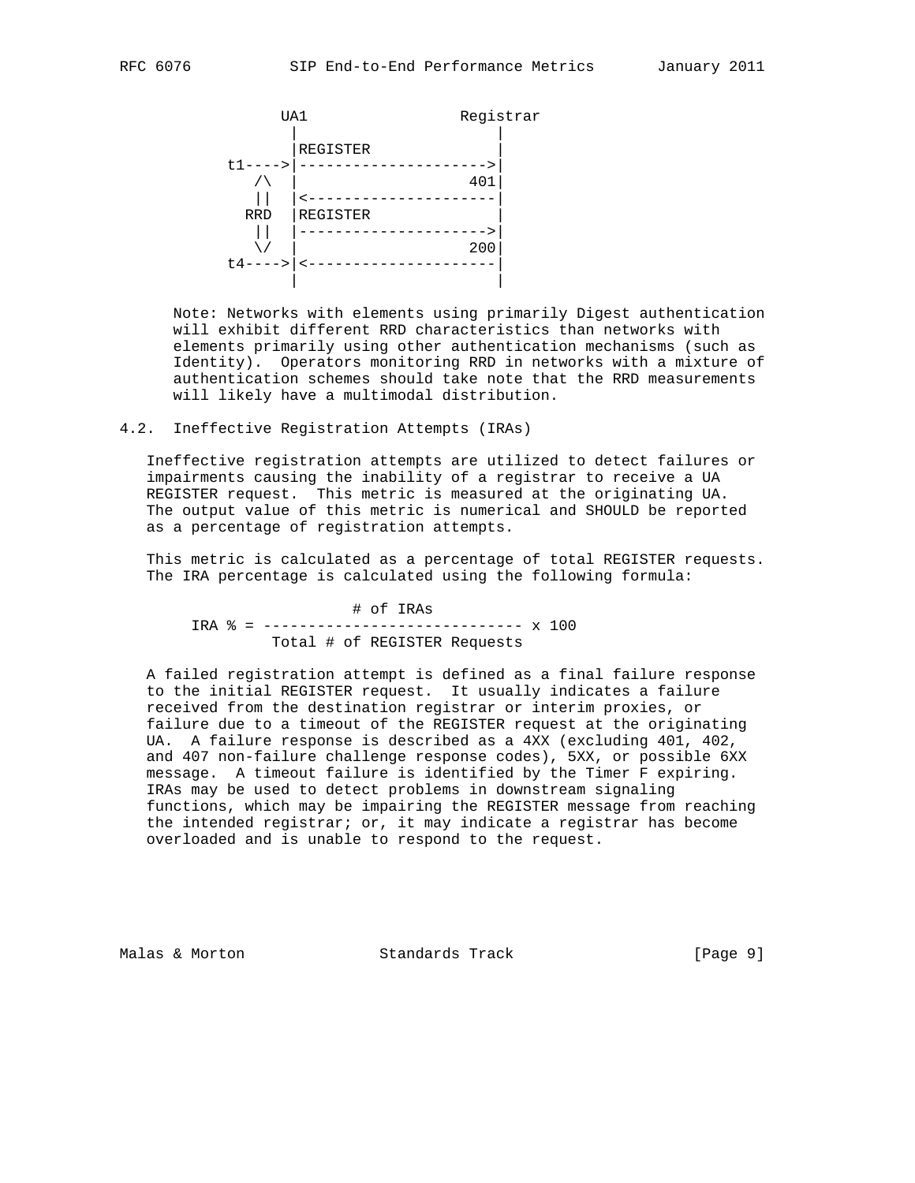```
             UA1                Registrar
              |                      |
              |REGISTER              |
       t1---->|--------------------->|
          /\  |                   401|
          ||  |<---------------------|
         RRD  |REGISTER              |
          ||  |--------------------->|
          \/  |                   200|
       t4---->|<---------------------|
              |                      |
```

Note: Networks with elements using primarily Digest authentication will exhibit different RRD characteristics than networks with elements primarily using other authentication mechanisms (such as Identity). Operators monitoring RRD in networks with a mixture of authentication schemes should take note that the RRD measurements will likely have a multimodal distribution.

### 4.2. Ineffective Registration Attempts (IRAs)

Ineffective registration attempts are utilized to detect failures or impairments causing the inability of a registrar to receive a UA REGISTER request. This metric is measured at the originating UA. The output value of this metric is numerical and SHOULD be reported as a percentage of registration attempts.

This metric is calculated as a percentage of total REGISTER requests. The IRA percentage is calculated using the following formula:

$$\text{IRA \%} = \frac{\text{\# of IRAs}}{\text{Total \# of REGISTER Requests}} \times 100$$

A failed registration attempt is defined as a final failure response to the initial REGISTER request. It usually indicates a failure received from the destination registrar or interim proxies, or failure due to a timeout of the REGISTER request at the originating UA. A failure response is described as a 4XX (excluding 401, 402, and 407 non-failure challenge response codes), 5XX, or possible 6XX message. A timeout failure is identified by the Timer F expiring. IRAs may be used to detect problems in downstream signaling functions, which may be impairing the REGISTER message from reaching the intended registrar; or, it may indicate a registrar has become overloaded and is unable to respond to the request.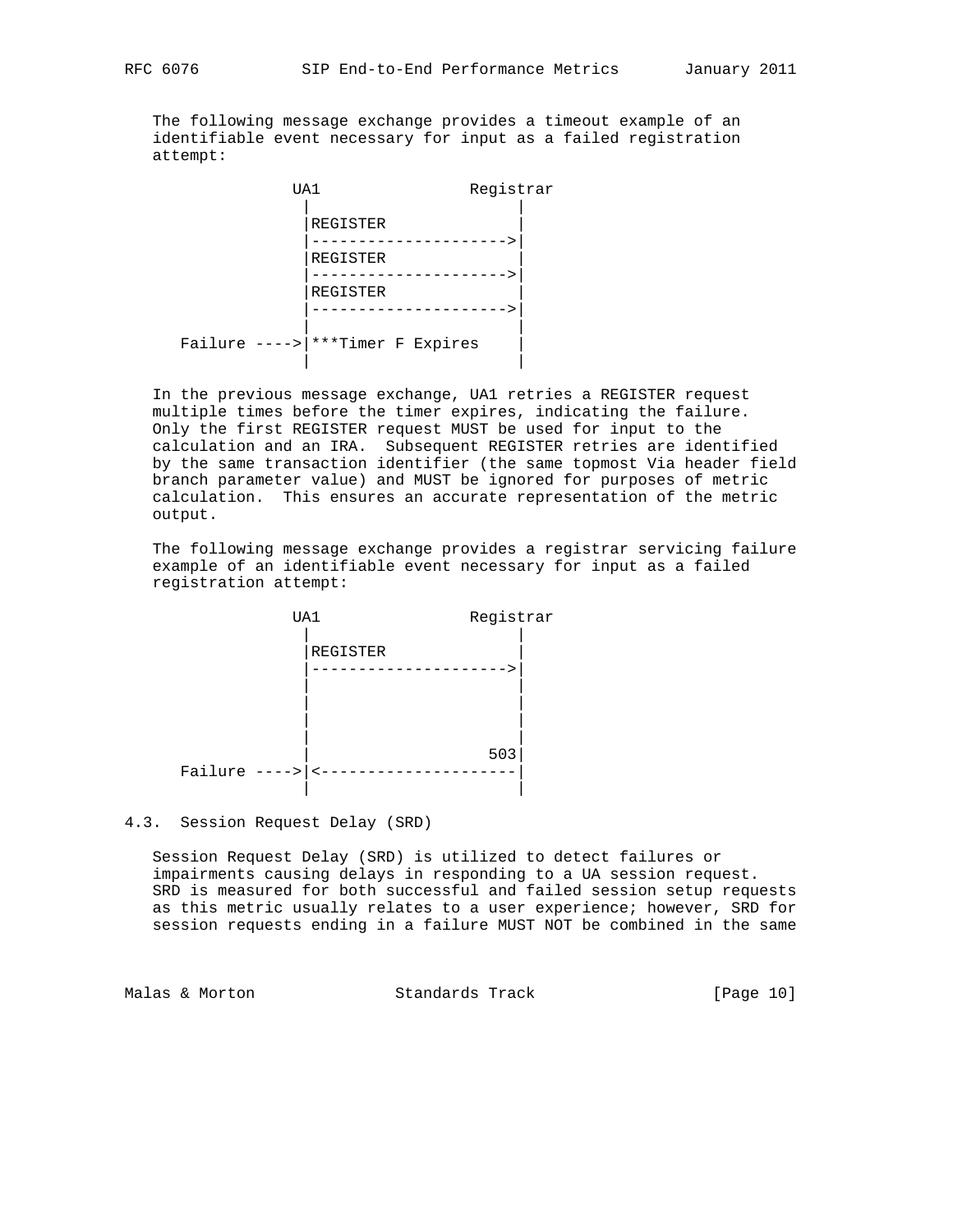The following message exchange provides a timeout example of an identifiable event necessary for input as a failed registration attempt:

```
             UA1                 Registrar
              |                        |
              |REGISTER                |
              |----------------------->|
              |REGISTER                |
              |----------------------->|
              |REGISTER                |
              |----------------------->|
              |                        |
Failure ----->|***Timer F Expires      |
              |                        |
```

In the previous message exchange, UA1 retries a REGISTER request multiple times before the timer expires, indicating the failure. Only the first REGISTER request MUST be used for input to the calculation and an IRA. Subsequent REGISTER retries are identified by the same transaction identifier (the same topmost Via header field branch parameter value) and MUST be ignored for purposes of metric calculation. This ensures an accurate representation of the metric output.

The following message exchange provides a registrar servicing failure example of an identifiable event necessary for input as a failed registration attempt:

```
             UA1                 Registrar
              |                        |
              |REGISTER                |
              |----------------------->|
              |                        |
              |                        |
              |                        |
              |                        |
              |                     503|
Failure ----->|<-----------------------|
              |                        |
```

### 4.3. Session Request Delay (SRD)

Session Request Delay (SRD) is utilized to detect failures or impairments causing delays in responding to a UA session request. SRD is measured for both successful and failed session setup requests as this metric usually relates to a user experience; however, SRD for session requests ending in a failure MUST NOT be combined in the same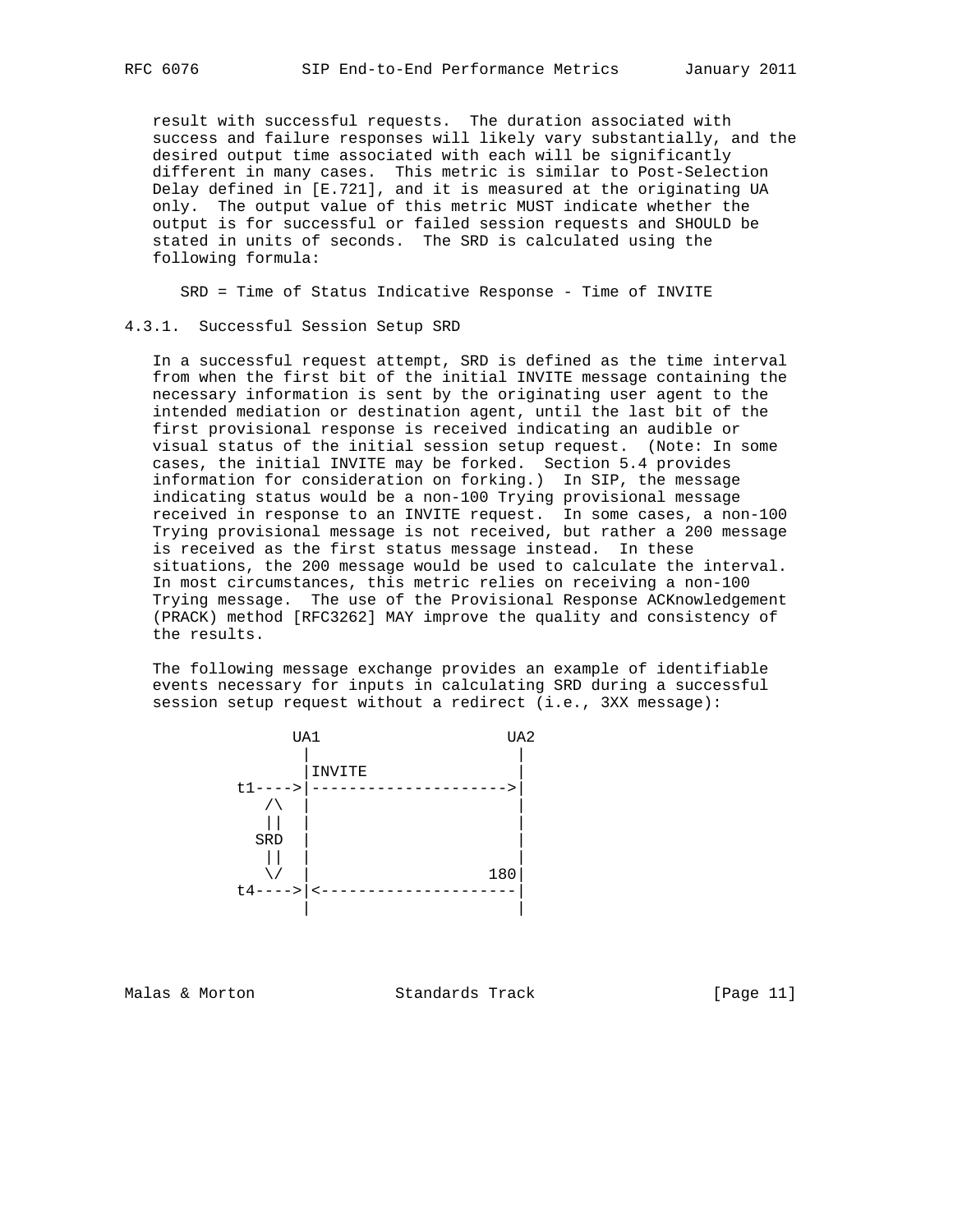result with successful requests. The duration associated with success and failure responses will likely vary substantially, and the desired output time associated with each will be significantly different in many cases. This metric is similar to Post-Selection Delay defined in [E.721], and it is measured at the originating UA only. The output value of this metric MUST indicate whether the output is for successful or failed session requests and SHOULD be stated in units of seconds. The SRD is calculated using the following formula:

```
SRD = Time of Status Indicative Response - Time of INVITE
```

### 4.3.1. Successful Session Setup SRD

In a successful request attempt, SRD is defined as the time interval from when the first bit of the initial INVITE message containing the necessary information is sent by the originating user agent to the intended mediation or destination agent, until the last bit of the first provisional response is received indicating an audible or visual status of the initial session setup request. (Note: In some cases, the initial INVITE may be forked. Section 5.4 provides information for consideration on forking.) In SIP, the message indicating status would be a non-100 Trying provisional message received in response to an INVITE request. In some cases, a non-100 Trying provisional message is not received, but rather a 200 message is received as the first status message instead. In these situations, the 200 message would be used to calculate the interval. In most circumstances, this metric relies on receiving a non-100 Trying message. The use of the Provisional Response ACKnowledgement (PRACK) method [RFC3262] MAY improve the quality and consistency of the results.

The following message exchange provides an example of identifiable events necessary for inputs in calculating SRD during a successful session setup request without a redirect (i.e., 3XX message):

```
             UA1                  UA2
              |                    |
              |INVITE              |
        t1---->|--------------------->|
           /\  |                    |
           ||  |                    |
          SRD  |                    |
           ||  |                    |
           \/  |                 180|
        t4---->|<---------------------|
              |                    |
```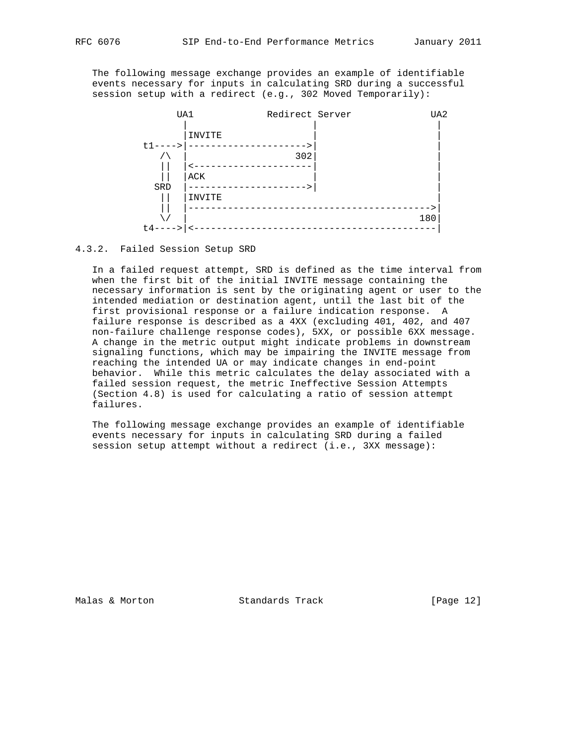The following message exchange provides an example of identifiable events necessary for inputs in calculating SRD during a successful session setup with a redirect (e.g., 302 Moved Temporarily):

```
             UA1             Redirect Server             UA2
              |                      |                    |
              |INVITE                |                    |
        t1---->|--------------------->|                    |
           /\  |                   302|                    |
           ||  |<---------------------|                    |
           ||  |ACK                   |                    |
          SRD  |--------------------->|                    |
           ||  |INVITE                                     |
           ||  |------------------------------------------>|
           \/  |                                        180|
        t4---->|<------------------------------------------|
```

### 4.3.2. Failed Session Setup SRD

In a failed request attempt, SRD is defined as the time interval from when the first bit of the initial INVITE message containing the necessary information is sent by the originating agent or user to the intended mediation or destination agent, until the last bit of the first provisional response or a failure indication response. A failure response is described as a 4XX (excluding 401, 402, and 407 non-failure challenge response codes), 5XX, or possible 6XX message. A change in the metric output might indicate problems in downstream signaling functions, which may be impairing the INVITE message from reaching the intended UA or may indicate changes in end-point behavior. While this metric calculates the delay associated with a failed session request, the metric Ineffective Session Attempts (Section 4.8) is used for calculating a ratio of session attempt failures.

The following message exchange provides an example of identifiable events necessary for inputs in calculating SRD during a failed session setup attempt without a redirect (i.e., 3XX message):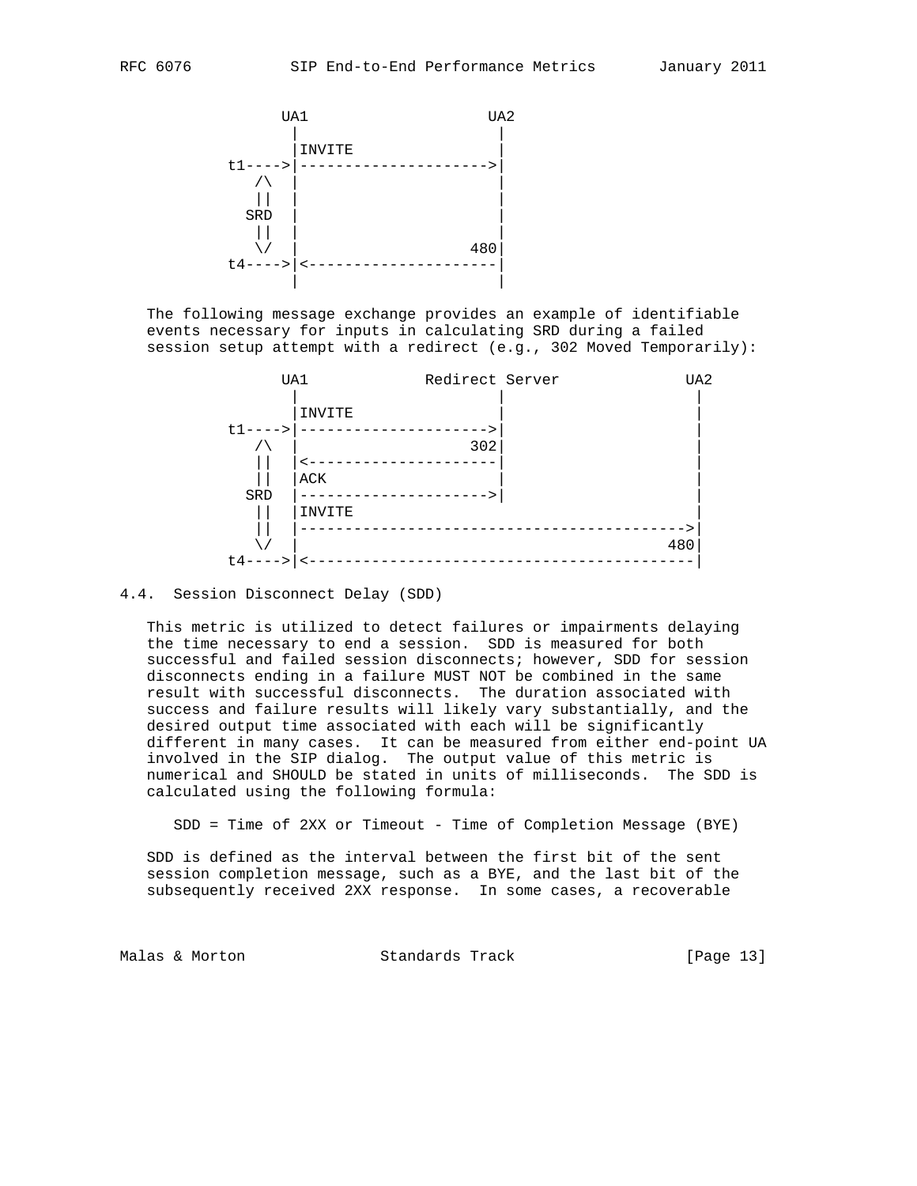```
            UA1                  UA2
             |                    |
             |INVITE              |
    t1---->|--------------------->|
       /\  |                    |
       ||  |                    |
      SRD  |                    |
       ||  |                    |
       \/  |                 480|
    t4---->|<---------------------|
             |                    |
```

The following message exchange provides an example of identifiable events necessary for inputs in calculating SRD during a failed session setup attempt with a redirect (e.g., 302 Moved Temporarily):

```
            UA1            Redirect Server            UA2
             |                    |                     |
             |INVITE              |                     |
    t1---->|--------------------->|                     |
       /\  |                 302|                     |
       ||  |<---------------------|                     |
       ||  |ACK                 |                     |
      SRD  |--------------------->|                     |
       ||  |INVITE                                      |
       ||  |------------------------------------------->|
       \/  |                                         480|
    t4---->|<-------------------------------------------|
```

### 4.4. Session Disconnect Delay (SDD)

This metric is utilized to detect failures or impairments delaying the time necessary to end a session. SDD is measured for both successful and failed session disconnects; however, SDD for session disconnects ending in a failure MUST NOT be combined in the same result with successful disconnects. The duration associated with success and failure results will likely vary substantially, and the desired output time associated with each will be significantly different in many cases. It can be measured from either end-point UA involved in the SIP dialog. The output value of this metric is numerical and SHOULD be stated in units of milliseconds. The SDD is calculated using the following formula:

SDD = Time of 2XX or Timeout - Time of Completion Message (BYE)

SDD is defined as the interval between the first bit of the sent session completion message, such as a BYE, and the last bit of the subsequently received 2XX response. In some cases, a recoverable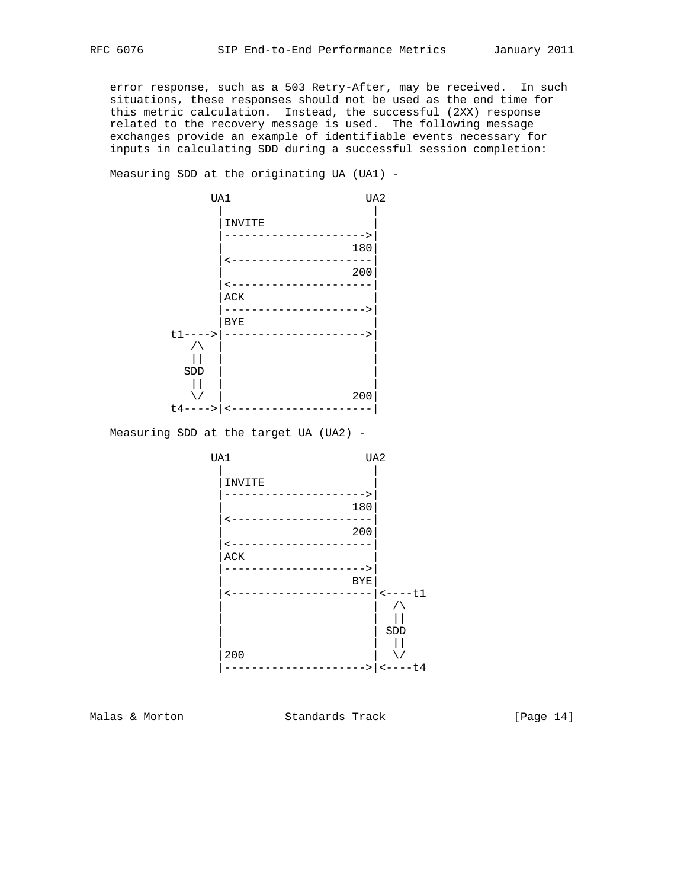error response, such as a 503 Retry-After, may be received. In such situations, these responses should not be used as the end time for this metric calculation. Instead, the successful (2XX) response related to the recovery message is used. The following message exchanges provide an example of identifiable events necessary for inputs in calculating SDD during a successful session completion:

Measuring SDD at the originating UA (UA1) -

```
              UA1                   UA2
               |                     |
               |INVITE               |
               |--------------------->|
               |                  180|
               |<---------------------|
               |                  200|
               |<---------------------|
               |ACK                  |
               |--------------------->|
               |BYE                  |
         t1---->|--------------------->|
            /\  |                     |
            ||  |                     |
           SDD  |                     |
            ||  |                     |
            \/  |                  200|
         t4---->|<---------------------|
```

Measuring SDD at the target UA (UA2) -

```
              UA1                   UA2
               |                     |
               |INVITE               |
               |--------------------->|
               |                  180|
               |<---------------------|
               |                  200|
               |<---------------------|
               |ACK                  |
               |--------------------->|
               |                  BYE|
               |<---------------------|<----t1
               |                     |  /\
               |                     |  ||
               |                     | SDD
               |                     |  ||
               |200                  |  \/
               |--------------------->|<----t4
```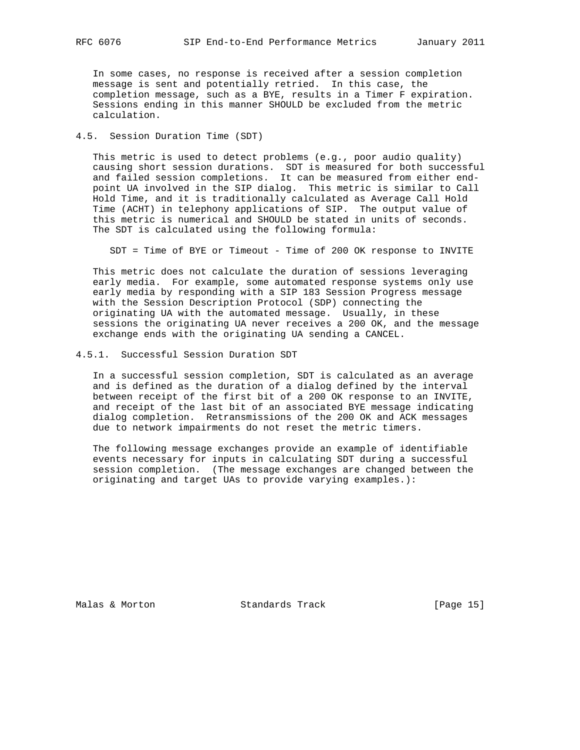In some cases, no response is received after a session completion message is sent and potentially retried. In this case, the completion message, such as a BYE, results in a Timer F expiration. Sessions ending in this manner SHOULD be excluded from the metric calculation.

### 4.5. Session Duration Time (SDT)

This metric is used to detect problems (e.g., poor audio quality) causing short session durations. SDT is measured for both successful and failed session completions. It can be measured from either end-point UA involved in the SIP dialog. This metric is similar to Call Hold Time, and it is traditionally calculated as Average Call Hold Time (ACHT) in telephony applications of SIP. The output value of this metric is numerical and SHOULD be stated in units of seconds. The SDT is calculated using the following formula:

```
SDT = Time of BYE or Timeout - Time of 200 OK response to INVITE
```

This metric does not calculate the duration of sessions leveraging early media. For example, some automated response systems only use early media by responding with a SIP 183 Session Progress message with the Session Description Protocol (SDP) connecting the originating UA with the automated message. Usually, in these sessions the originating UA never receives a 200 OK, and the message exchange ends with the originating UA sending a CANCEL.

#### 4.5.1. Successful Session Duration SDT

In a successful session completion, SDT is calculated as an average and is defined as the duration of a dialog defined by the interval between receipt of the first bit of a 200 OK response to an INVITE, and receipt of the last bit of an associated BYE message indicating dialog completion. Retransmissions of the 200 OK and ACK messages due to network impairments do not reset the metric timers.

The following message exchanges provide an example of identifiable events necessary for inputs in calculating SDT during a successful session completion. (The message exchanges are changed between the originating and target UAs to provide varying examples.):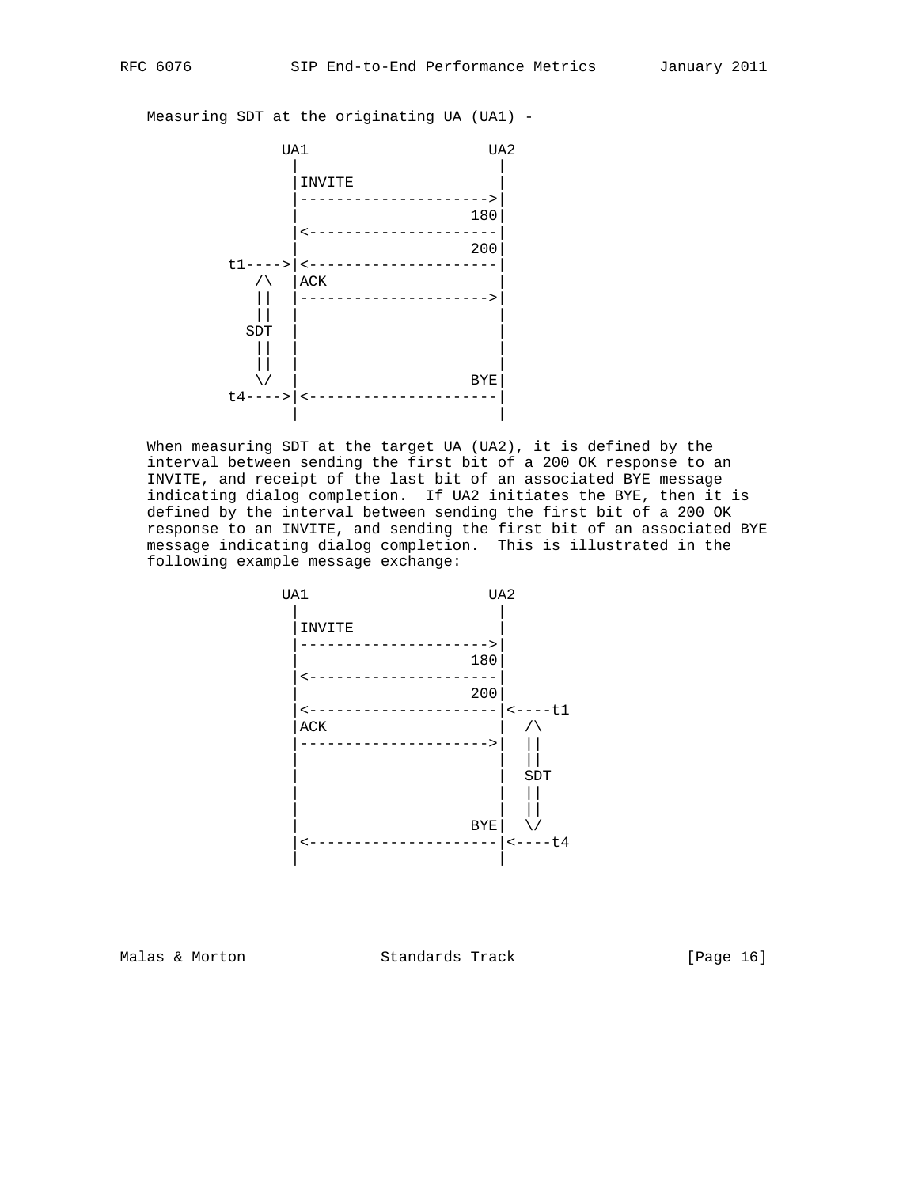Measuring SDT at the originating UA (UA1) -

```
              UA1                 UA2
               |                   |
               |INVITE             |
               |------------------>|
               |                180|
               |<------------------|
               |                200|
         t1---->|<------------------|
            /\ |ACK                |
            || |------------------>|
            || |                   |
           SDT |                   |
            || |                   |
            || |                   |
            \/ |                BYE|
         t4---->|<------------------|
               |                   |
```

When measuring SDT at the target UA (UA2), it is defined by the interval between sending the first bit of a 200 OK response to an INVITE, and receipt of the last bit of an associated BYE message indicating dialog completion. If UA2 initiates the BYE, then it is defined by the interval between sending the first bit of a 200 OK response to an INVITE, and sending the first bit of an associated BYE message indicating dialog completion. This is illustrated in the following example message exchange:

```
              UA1                 UA2
               |                   |
               |INVITE             |
               |------------------>|
               |                180|
               |<------------------|
               |                200|
               |<------------------|<----t1
               |ACK                |  /\
               |------------------>|  ||
               |                   |  ||
               |                   |  SDT
               |                   |  ||
               |                   |  ||
               |                BYE|  \/
               |<------------------|<----t4
               |                   |
```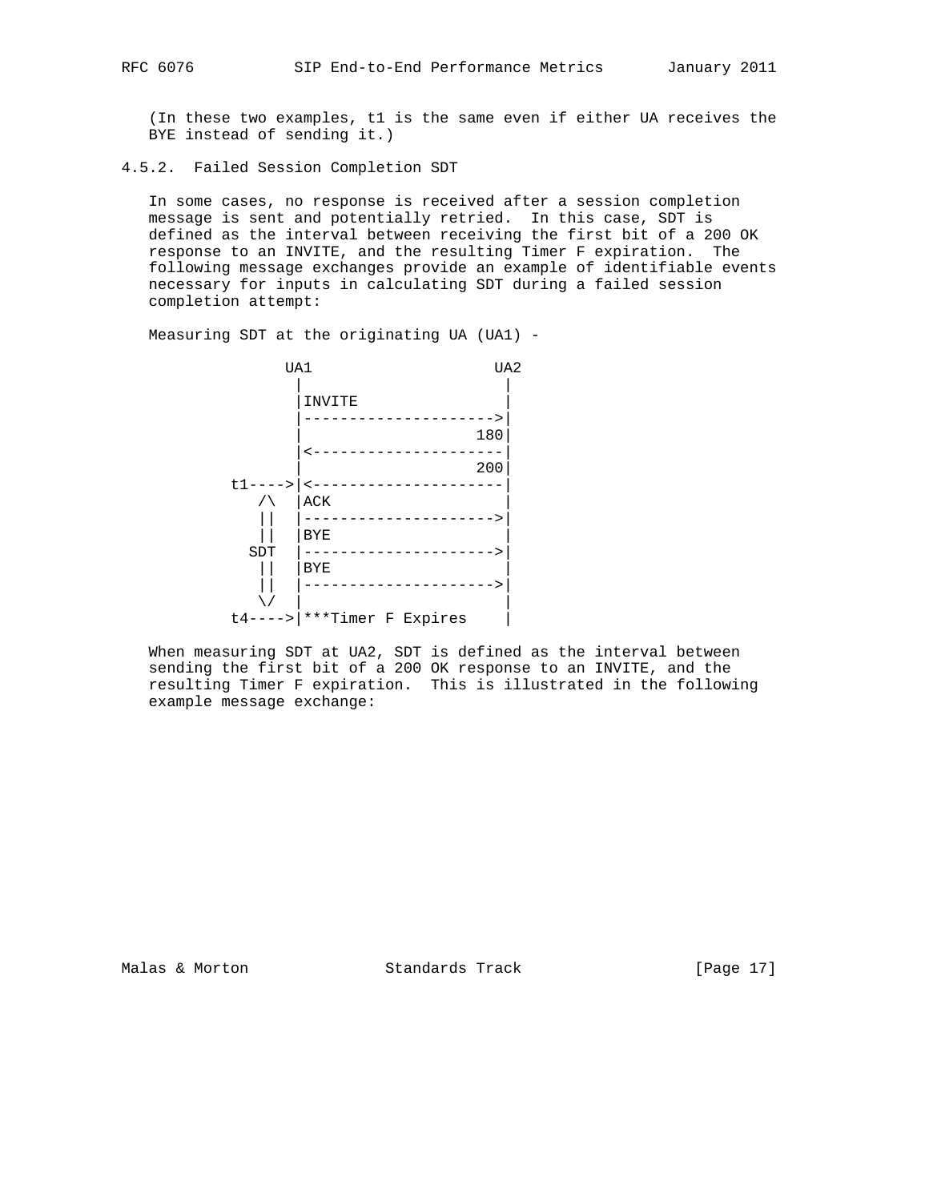(In these two examples, t1 is the same even if either UA receives the BYE instead of sending it.)

### 4.5.2. Failed Session Completion SDT

In some cases, no response is received after a session completion message is sent and potentially retried. In this case, SDT is defined as the interval between receiving the first bit of a 200 OK response to an INVITE, and the resulting Timer F expiration. The following message exchanges provide an example of identifiable events necessary for inputs in calculating SDT during a failed session completion attempt:

Measuring SDT at the originating UA (UA1) -

```
               UA1                   UA2
                |                     |
                |INVITE               |
                |-------------------->|
                |                  180|
                |<--------------------|
                |                  200|
         t1---->|<--------------------|
            /\  |ACK                  |
            ||  |-------------------->|
            ||  |BYE                  |
           SDT  |-------------------->|
            ||  |BYE                  |
            ||  |-------------------->|
            \/  |                     |
         t4---->|***Timer F Expires   |
```

When measuring SDT at UA2, SDT is defined as the interval between sending the first bit of a 200 OK response to an INVITE, and the resulting Timer F expiration. This is illustrated in the following example message exchange: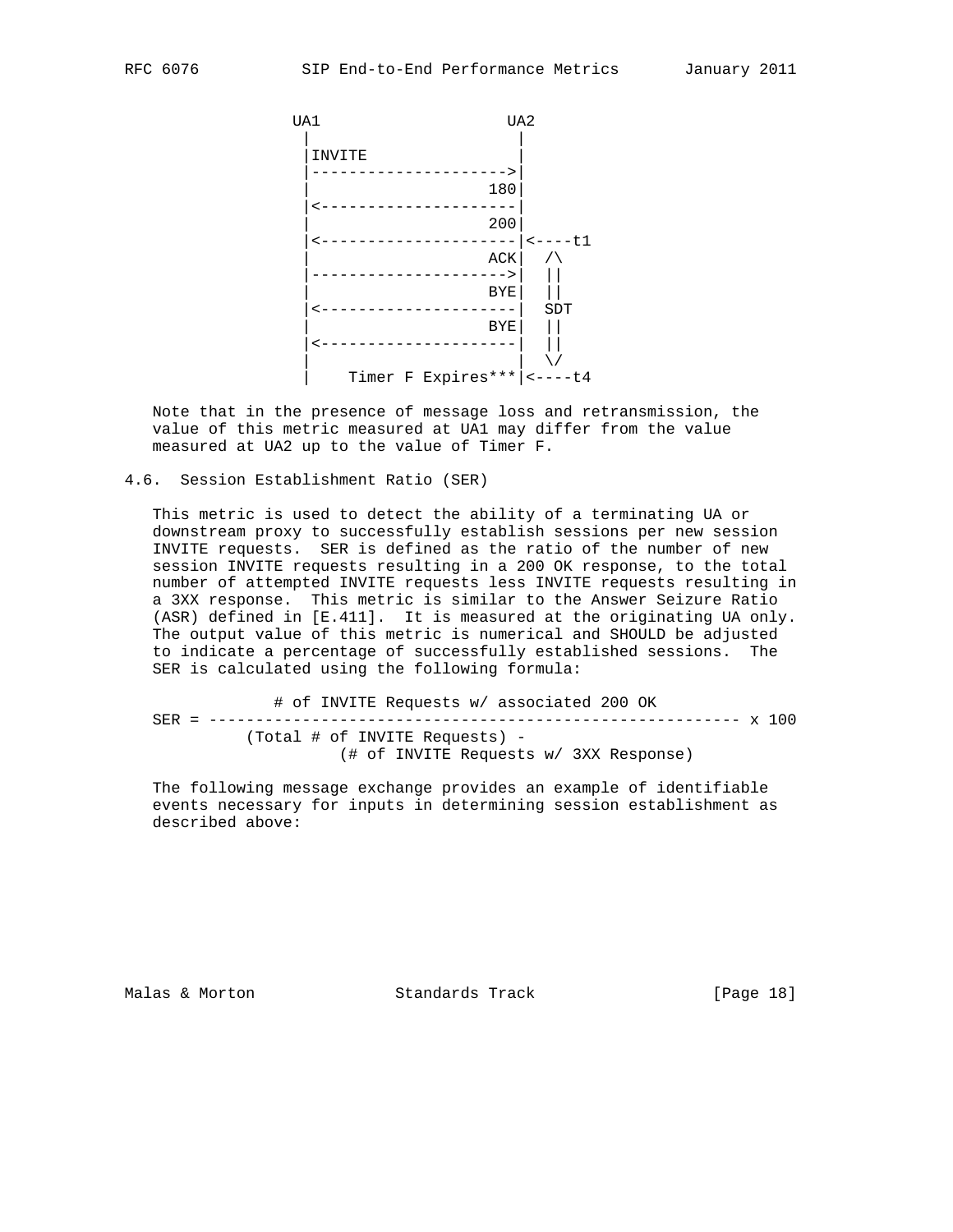```
               UA1                  UA2
                |                    |
                |INVITE              |
                |------------------->|
                |                 180|
                |<-------------------|
                |                 200|
                |<-------------------|<----t1
                |                 ACK|  /\
                |------------------->|  ||
                |                 BYE|  ||
                |<-------------------|  SDT
                |                 BYE|  ||
                |<-------------------|  ||
                |                    |  \/
                |    Timer F Expires***|<----t4
```

Note that in the presence of message loss and retransmission, the value of this metric measured at UA1 may differ from the value measured at UA2 up to the value of Timer F.

### 4.6. Session Establishment Ratio (SER)

This metric is used to detect the ability of a terminating UA or downstream proxy to successfully establish sessions per new session INVITE requests. SER is defined as the ratio of the number of new session INVITE requests resulting in a 200 OK response, to the total number of attempted INVITE requests less INVITE requests resulting in a 3XX response. This metric is similar to the Answer Seizure Ratio (ASR) defined in [E.411]. It is measured at the originating UA only. The output value of this metric is numerical and SHOULD be adjusted to indicate a percentage of successfully established sessions. The SER is calculated using the following formula:

```
              # of INVITE Requests w/ associated 200 OK
   SER = --------------------------------------------------------- x 100
             (Total # of INVITE Requests) -
                        (# of INVITE Requests w/ 3XX Response)
```

The following message exchange provides an example of identifiable events necessary for inputs in determining session establishment as described above: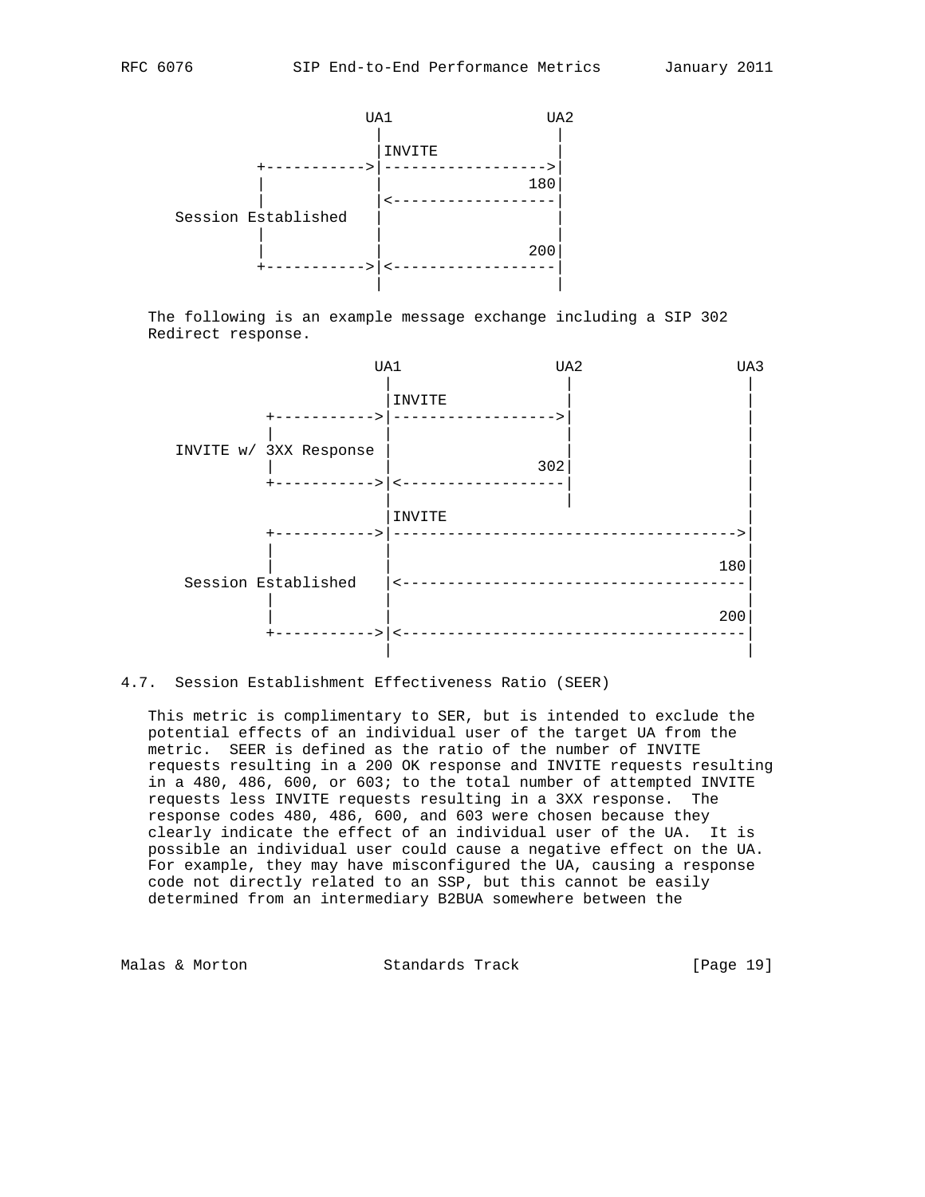```
                     UA1                 UA2
                      |                   |
                      |INVITE             |
          +---------->|------------------>|
          |           |                180|
          |           |<------------------|
 Session Established  |                   |
          |           |                   |
          |           |                200|
          +---------->|<------------------|
                      |                   |
```

The following is an example message exchange including a SIP 302 Redirect response.

```
                      UA1                 UA2                 UA3
                       |                   |                   |
                       |INVITE             |                   |
           +---------->|------------------>|                   |
           |           |                   |                   |
 INVITE w/ 3XX Response |                  |                   |
           |           |                302|                   |
           +---------->|<------------------|                   |
                       |                   |                   |
                       |INVITE                                 |
           +---------->|-------------------------------------->|
           |           |                                       |
           |           |                                    180|
  Session Established  |<--------------------------------------|
           |           |                                       |
           |           |                                    200|
           +---------->|<--------------------------------------|
                       |                                       |
```

### 4.7. Session Establishment Effectiveness Ratio (SEER)

This metric is complimentary to SER, but is intended to exclude the potential effects of an individual user of the target UA from the metric. SEER is defined as the ratio of the number of INVITE requests resulting in a 200 OK response and INVITE requests resulting in a 480, 486, 600, or 603; to the total number of attempted INVITE requests less INVITE requests resulting in a 3XX response. The response codes 480, 486, 600, and 603 were chosen because they clearly indicate the effect of an individual user of the UA. It is possible an individual user could cause a negative effect on the UA. For example, they may have misconfigured the UA, causing a response code not directly related to an SSP, but this cannot be easily determined from an intermediary B2BUA somewhere between the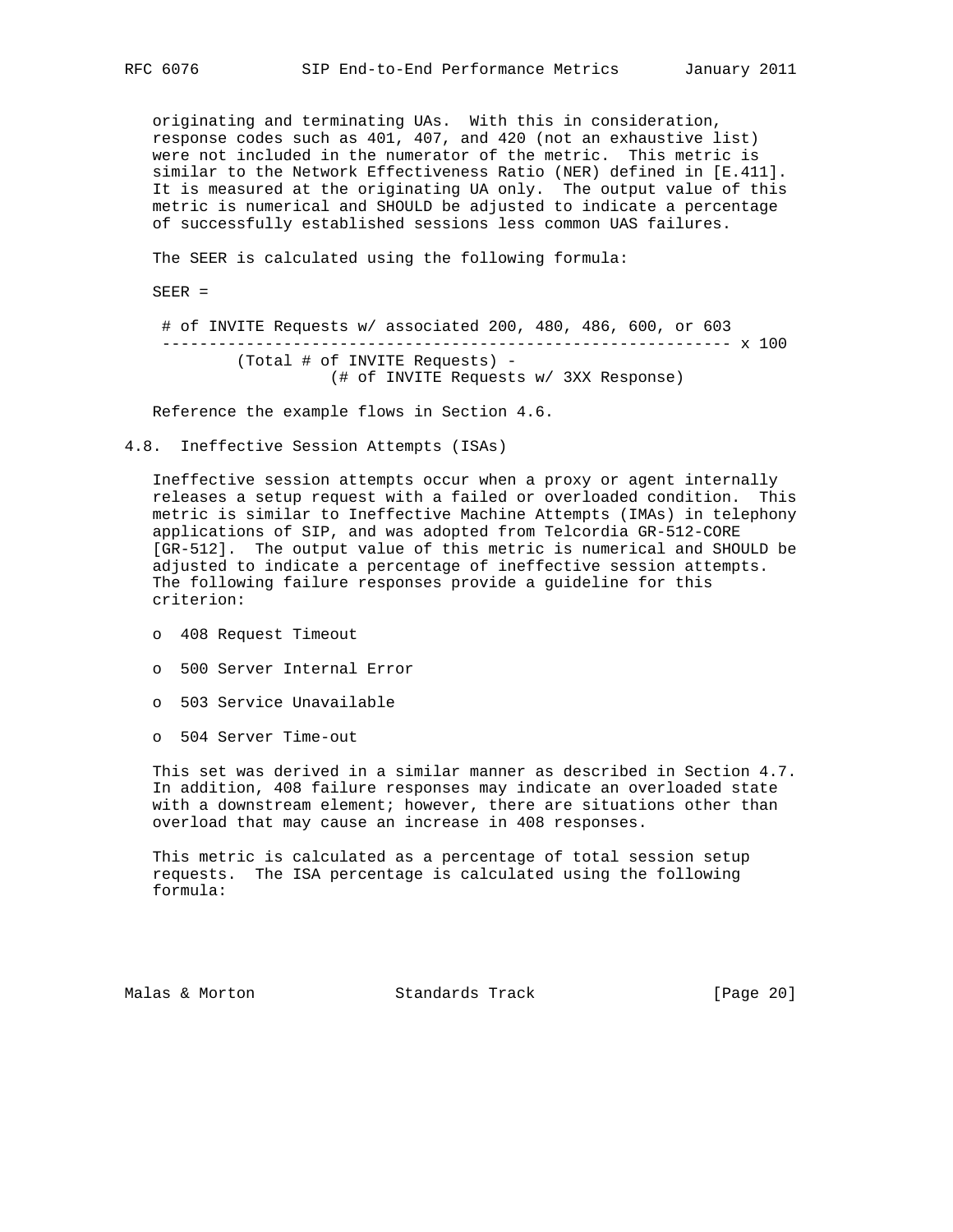originating and terminating UAs. With this in consideration, response codes such as 401, 407, and 420 (not an exhaustive list) were not included in the numerator of the metric. This metric is similar to the Network Effectiveness Ratio (NER) defined in [E.411]. It is measured at the originating UA only. The output value of this metric is numerical and SHOULD be adjusted to indicate a percentage of successfully established sessions less common UAS failures.

The SEER is calculated using the following formula:

```
SEER =

 # of INVITE Requests w/ associated 200, 480, 486, 600, or 603
 ------------------------------------------------------------ x 100
        (Total # of INVITE Requests) -
                  (# of INVITE Requests w/ 3XX Response)
```

Reference the example flows in Section 4.6.

## 4.8. Ineffective Session Attempts (ISAs)

Ineffective session attempts occur when a proxy or agent internally releases a setup request with a failed or overloaded condition. This metric is similar to Ineffective Machine Attempts (IMAs) in telephony applications of SIP, and was adopted from Telcordia GR-512-CORE [GR-512]. The output value of this metric is numerical and SHOULD be adjusted to indicate a percentage of ineffective session attempts. The following failure responses provide a guideline for this criterion:

- 408 Request Timeout
- 500 Server Internal Error
- 503 Service Unavailable
- 504 Server Time-out

This set was derived in a similar manner as described in Section 4.7. In addition, 408 failure responses may indicate an overloaded state with a downstream element; however, there are situations other than overload that may cause an increase in 408 responses.

This metric is calculated as a percentage of total session setup requests. The ISA percentage is calculated using the following formula: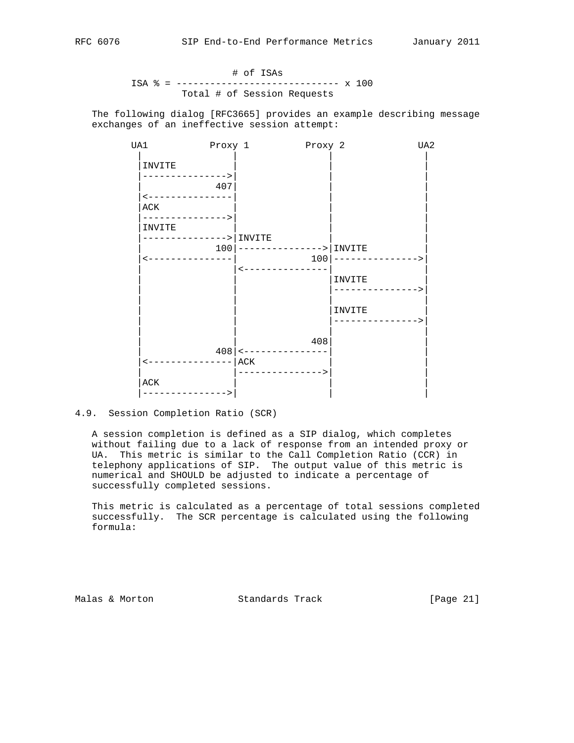$$\text{ISA \%} = \frac{\text{\# of ISAs}}{\text{Total \# of Session Requests}} \times 100$$

The following dialog [RFC3665] provides an example describing message exchanges of an ineffective session attempt:

```
        UA1           Proxy 1          Proxy 2             UA2
         |               |                |                 |
         |INVITE         |                |                 |
         |-------------->|                |                 |
         |            407|                |                 |
         |<--------------|                |                 |
         |ACK            |                |                 |
         |-------------->|                |                 |
         |INVITE         |                |                 |
         |-------------->|INVITE          |                 |
         |            100|--------------->|INVITE           |
         |<--------------|             100|---------------->|
         |               |<---------------|                 |
         |               |                |INVITE           |
         |               |                |---------------->|
         |               |                |                 |
         |               |                |INVITE           |
         |               |                |---------------->|
         |               |                |                 |
         |               |             408|                 |
         |            408|<---------------|                 |
         |<--------------|ACK             |                 |
         |               |--------------->|                 |
         |ACK            |                |                 |
         |-------------->|                |                 |
```

### 4.9. Session Completion Ratio (SCR)

A session completion is defined as a SIP dialog, which completes without failing due to a lack of response from an intended proxy or UA. This metric is similar to the Call Completion Ratio (CCR) in telephony applications of SIP. The output value of this metric is numerical and SHOULD be adjusted to indicate a percentage of successfully completed sessions.

This metric is calculated as a percentage of total sessions completed successfully. The SCR percentage is calculated using the following formula: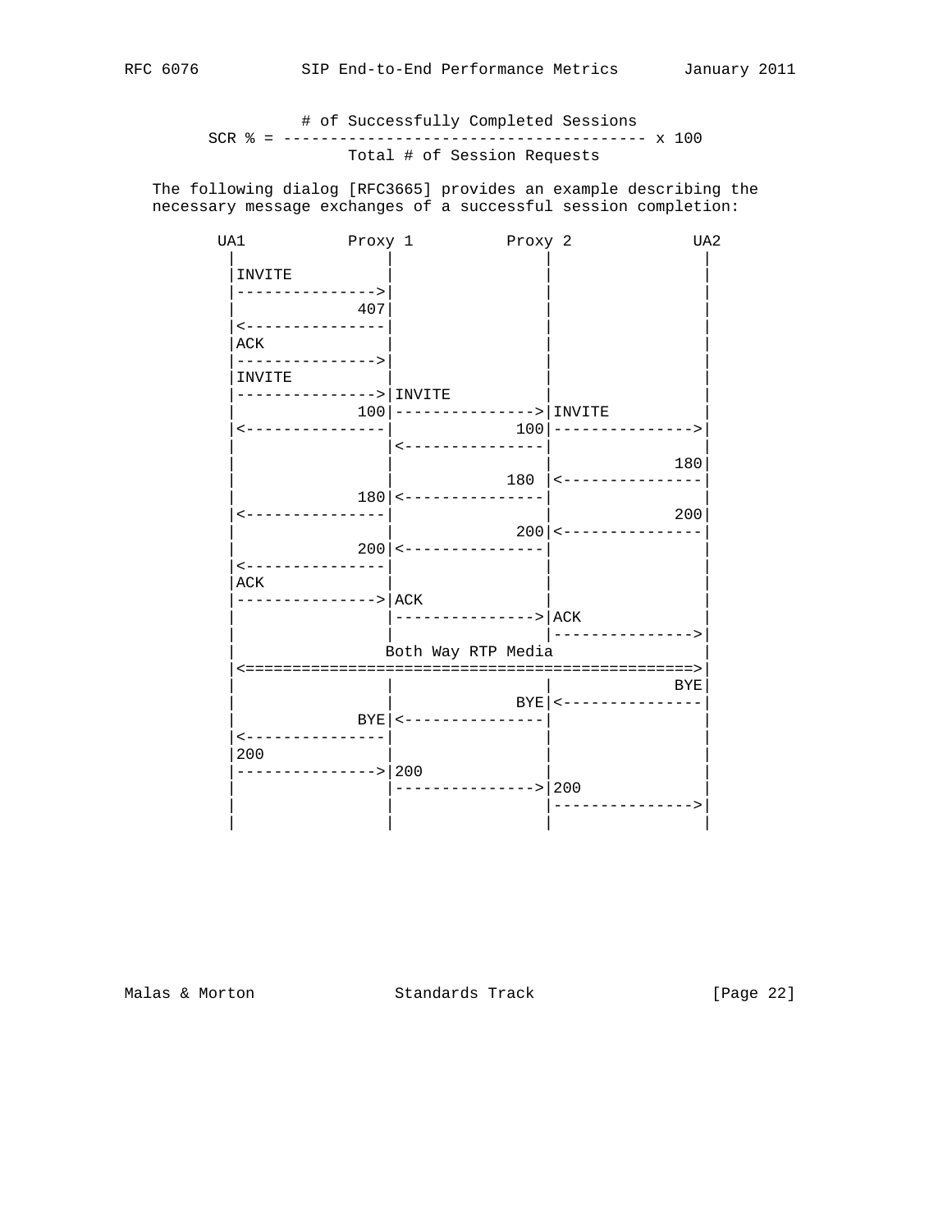$$SCR\ \% = \frac{\text{\# of Successfully Completed Sessions}}{\text{Total \# of Session Requests}} \times 100$$

The following dialog [RFC3665] provides an example describing the necessary message exchanges of a successful session completion:

```
 UA1           Proxy 1          Proxy 2            UA2
  |               |                |                |
  |INVITE         |                |                |
  |-------------->|                |                |
  |            407|                |                |
  |<--------------|                |                |
  |ACK            |                |                |
  |-------------->|                |                |
  |INVITE         |                |                |
  |-------------->|INVITE          |                |
  |            100|--------------->|INVITE          |
  |<--------------|             100|--------------->|
  |               |<---------------|                |
  |               |                |             180|
  |               |            180 |<---------------|
  |            180|<---------------|                |
  |<--------------|                |             200|
  |               |             200|<---------------|
  |            200|<---------------|                |
  |<--------------|                |                |
  |ACK            |                |                |
  |-------------->|ACK             |                |
  |               |--------------->|ACK             |
  |               |                |--------------->|
  |               Both Way RTP Media                |
  |<===============================================>|
  |               |                |             BYE|
  |               |             BYE|<---------------|
  |            BYE|<---------------|                |
  |<--------------|                |                |
  |200            |                |                |
  |-------------->|200             |                |
  |               |--------------->|200             |
  |               |                |--------------->|
  |               |                |                |
```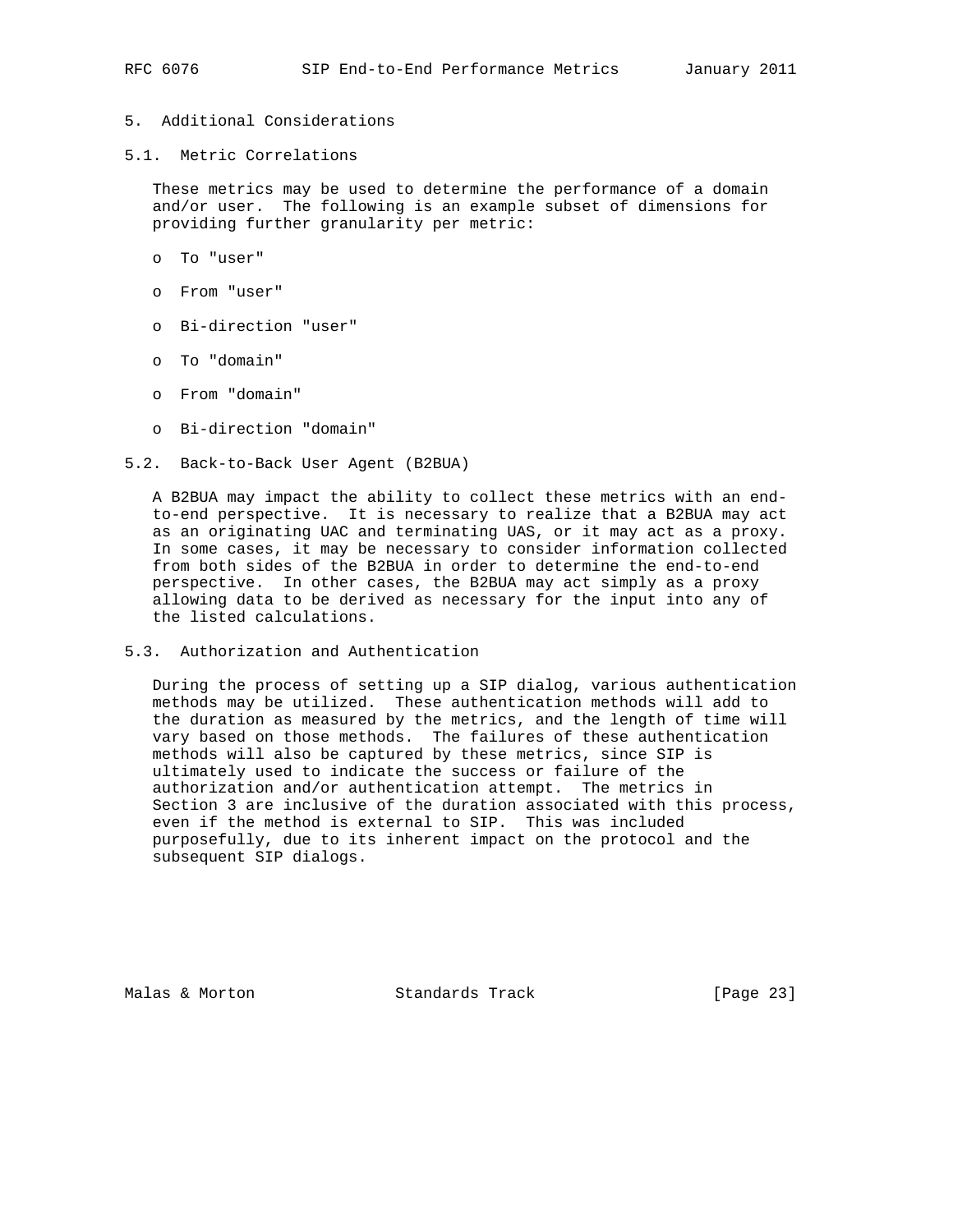## 5. Additional Considerations

### 5.1. Metric Correlations

These metrics may be used to determine the performance of a domain and/or user. The following is an example subset of dimensions for providing further granularity per metric:

- To "user"
- From "user"
- Bi-direction "user"
- To "domain"
- From "domain"
- Bi-direction "domain"

### 5.2. Back-to-Back User Agent (B2BUA)

A B2BUA may impact the ability to collect these metrics with an end-to-end perspective. It is necessary to realize that a B2BUA may act as an originating UAC and terminating UAS, or it may act as a proxy. In some cases, it may be necessary to consider information collected from both sides of the B2BUA in order to determine the end-to-end perspective. In other cases, the B2BUA may act simply as a proxy allowing data to be derived as necessary for the input into any of the listed calculations.

### 5.3. Authorization and Authentication

During the process of setting up a SIP dialog, various authentication methods may be utilized. These authentication methods will add to the duration as measured by the metrics, and the length of time will vary based on those methods. The failures of these authentication methods will also be captured by these metrics, since SIP is ultimately used to indicate the success or failure of the authorization and/or authentication attempt. The metrics in Section 3 are inclusive of the duration associated with this process, even if the method is external to SIP. This was included purposefully, due to its inherent impact on the protocol and the subsequent SIP dialogs.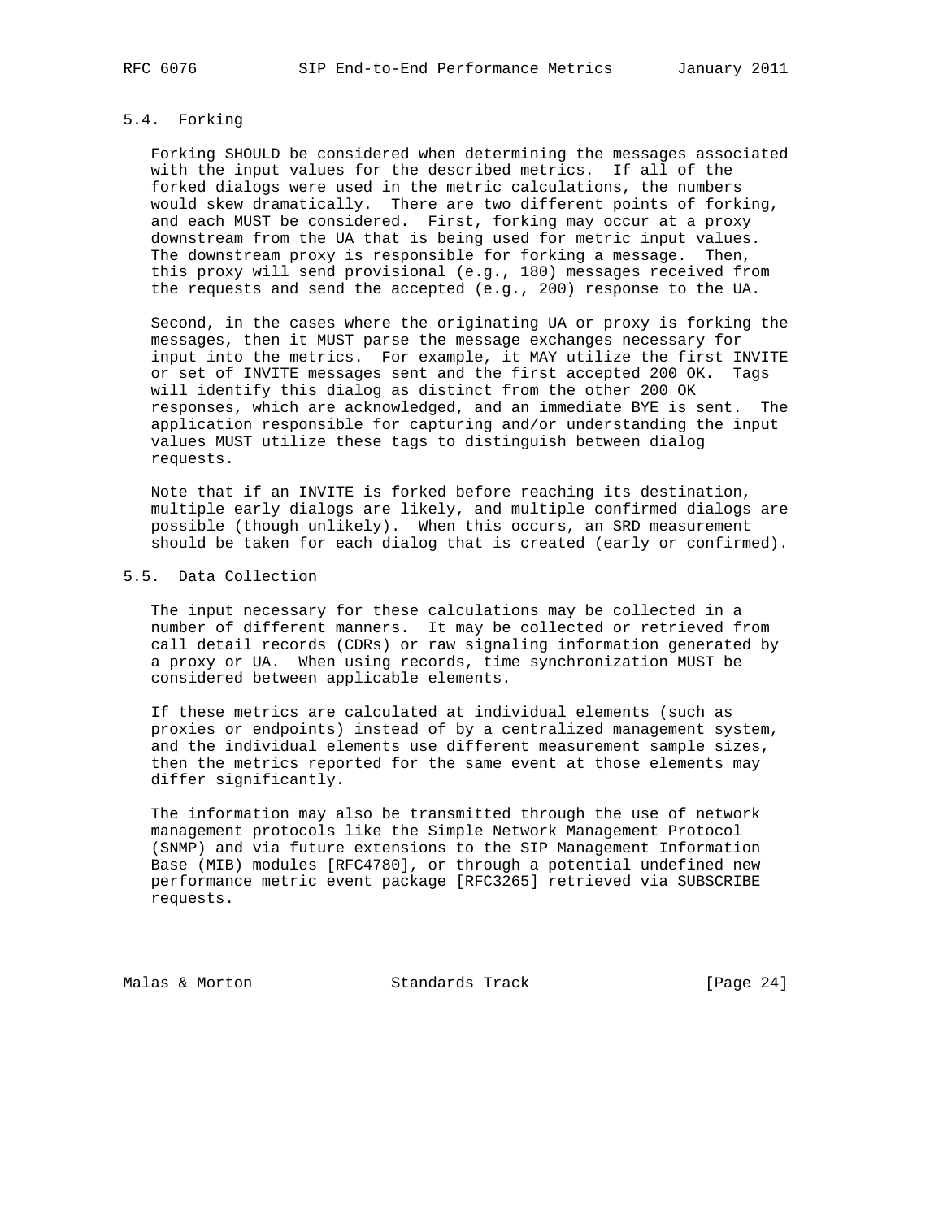### 5.4. Forking

Forking SHOULD be considered when determining the messages associated with the input values for the described metrics. If all of the forked dialogs were used in the metric calculations, the numbers would skew dramatically. There are two different points of forking, and each MUST be considered. First, forking may occur at a proxy downstream from the UA that is being used for metric input values. The downstream proxy is responsible for forking a message. Then, this proxy will send provisional (e.g., 180) messages received from the requests and send the accepted (e.g., 200) response to the UA.

Second, in the cases where the originating UA or proxy is forking the messages, then it MUST parse the message exchanges necessary for input into the metrics. For example, it MAY utilize the first INVITE or set of INVITE messages sent and the first accepted 200 OK. Tags will identify this dialog as distinct from the other 200 OK responses, which are acknowledged, and an immediate BYE is sent. The application responsible for capturing and/or understanding the input values MUST utilize these tags to distinguish between dialog requests.

Note that if an INVITE is forked before reaching its destination, multiple early dialogs are likely, and multiple confirmed dialogs are possible (though unlikely). When this occurs, an SRD measurement should be taken for each dialog that is created (early or confirmed).

### 5.5. Data Collection

The input necessary for these calculations may be collected in a number of different manners. It may be collected or retrieved from call detail records (CDRs) or raw signaling information generated by a proxy or UA. When using records, time synchronization MUST be considered between applicable elements.

If these metrics are calculated at individual elements (such as proxies or endpoints) instead of by a centralized management system, and the individual elements use different measurement sample sizes, then the metrics reported for the same event at those elements may differ significantly.

The information may also be transmitted through the use of network management protocols like the Simple Network Management Protocol (SNMP) and via future extensions to the SIP Management Information Base (MIB) modules [RFC4780], or through a potential undefined new performance metric event package [RFC3265] retrieved via SUBSCRIBE requests.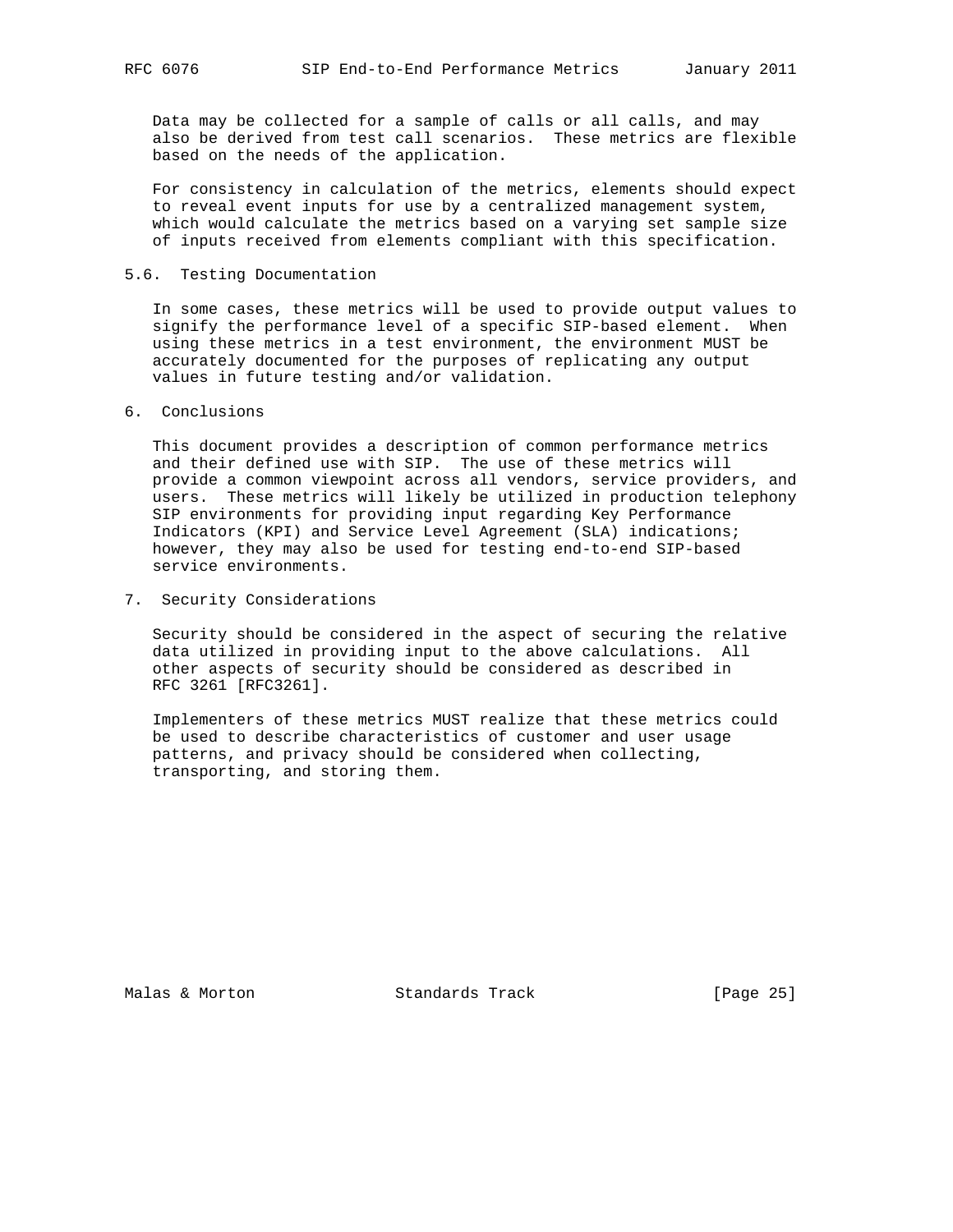Data may be collected for a sample of calls or all calls, and may also be derived from test call scenarios. These metrics are flexible based on the needs of the application.

For consistency in calculation of the metrics, elements should expect to reveal event inputs for use by a centralized management system, which would calculate the metrics based on a varying set sample size of inputs received from elements compliant with this specification.

### 5.6. Testing Documentation

In some cases, these metrics will be used to provide output values to signify the performance level of a specific SIP-based element. When using these metrics in a test environment, the environment MUST be accurately documented for the purposes of replicating any output values in future testing and/or validation.

## 6. Conclusions

This document provides a description of common performance metrics and their defined use with SIP. The use of these metrics will provide a common viewpoint across all vendors, service providers, and users. These metrics will likely be utilized in production telephony SIP environments for providing input regarding Key Performance Indicators (KPI) and Service Level Agreement (SLA) indications; however, they may also be used for testing end-to-end SIP-based service environments.

## 7. Security Considerations

Security should be considered in the aspect of securing the relative data utilized in providing input to the above calculations. All other aspects of security should be considered as described in RFC 3261 [RFC3261].

Implementers of these metrics MUST realize that these metrics could be used to describe characteristics of customer and user usage patterns, and privacy should be considered when collecting, transporting, and storing them.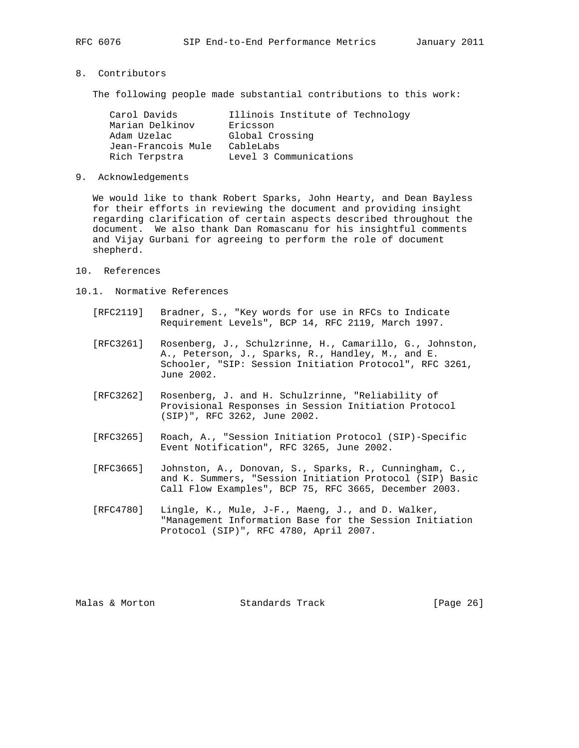## 8. Contributors

The following people made substantial contributions to this work:

| | |
|---|---|
| Carol Davids | Illinois Institute of Technology |
| Marian Delkinov | Ericsson |
| Adam Uzelac | Global Crossing |
| Jean-Francois Mule | CableLabs |
| Rich Terpstra | Level 3 Communications |

## 9. Acknowledgements

We would like to thank Robert Sparks, John Hearty, and Dean Bayless for their efforts in reviewing the document and providing insight regarding clarification of certain aspects described throughout the document. We also thank Dan Romascanu for his insightful comments and Vijay Gurbani for agreeing to perform the role of document shepherd.

## 10. References

### 10.1. Normative References

[RFC2119] Bradner, S., "Key words for use in RFCs to Indicate Requirement Levels", BCP 14, RFC 2119, March 1997.

[RFC3261] Rosenberg, J., Schulzrinne, H., Camarillo, G., Johnston, A., Peterson, J., Sparks, R., Handley, M., and E. Schooler, "SIP: Session Initiation Protocol", RFC 3261, June 2002.

[RFC3262] Rosenberg, J. and H. Schulzrinne, "Reliability of Provisional Responses in Session Initiation Protocol (SIP)", RFC 3262, June 2002.

[RFC3265] Roach, A., "Session Initiation Protocol (SIP)-Specific Event Notification", RFC 3265, June 2002.

[RFC3665] Johnston, A., Donovan, S., Sparks, R., Cunningham, C., and K. Summers, "Session Initiation Protocol (SIP) Basic Call Flow Examples", BCP 75, RFC 3665, December 2003.

[RFC4780] Lingle, K., Mule, J-F., Maeng, J., and D. Walker, "Management Information Base for the Session Initiation Protocol (SIP)", RFC 4780, April 2007.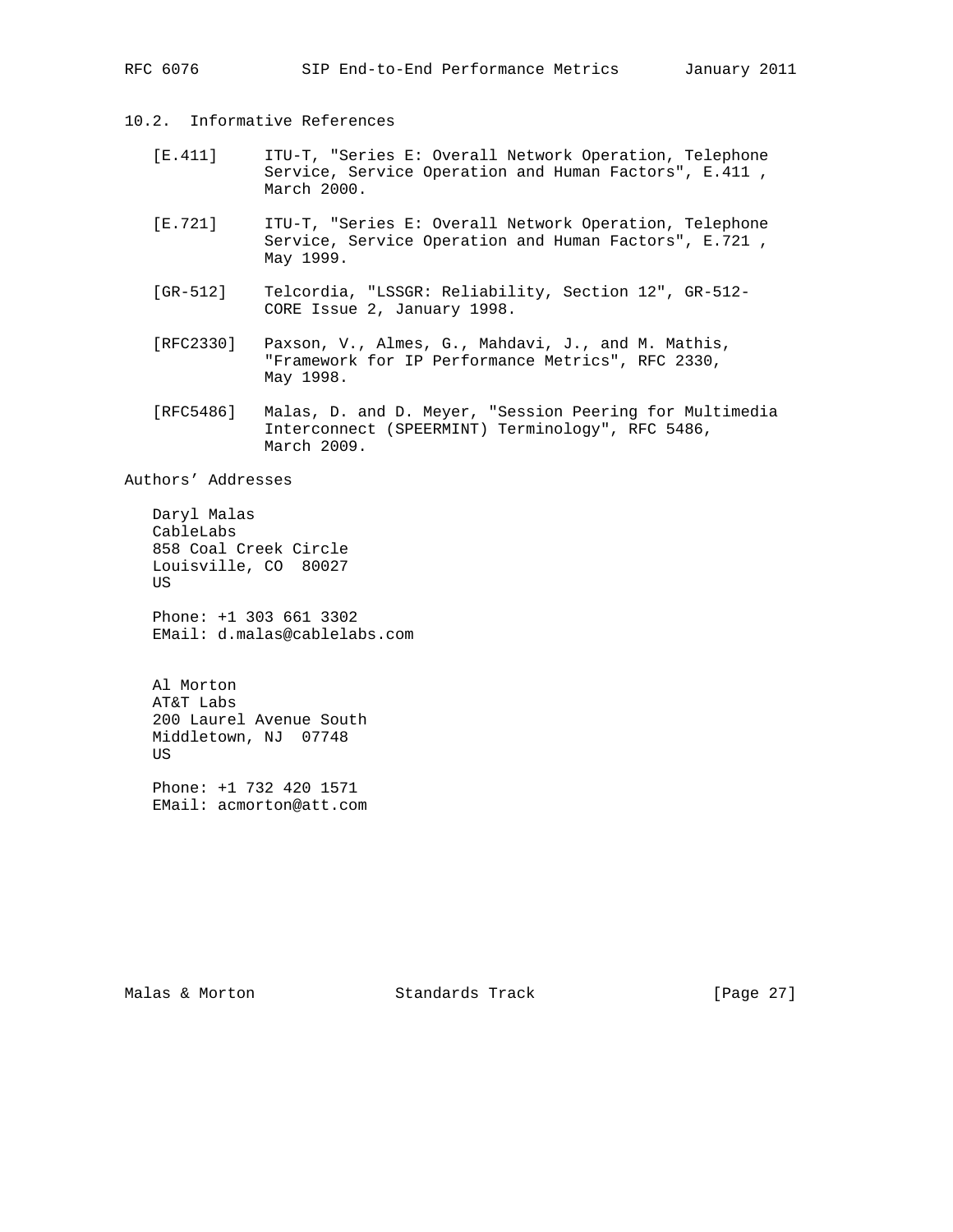## 10.2. Informative References

[E.411] ITU-T, "Series E: Overall Network Operation, Telephone Service, Service Operation and Human Factors", E.411 , March 2000.

[E.721] ITU-T, "Series E: Overall Network Operation, Telephone Service, Service Operation and Human Factors", E.721 , May 1999.

[GR-512] Telcordia, "LSSGR: Reliability, Section 12", GR-512-CORE Issue 2, January 1998.

[RFC2330] Paxson, V., Almes, G., Mahdavi, J., and M. Mathis, "Framework for IP Performance Metrics", RFC 2330, May 1998.

[RFC5486] Malas, D. and D. Meyer, "Session Peering for Multimedia Interconnect (SPEERMINT) Terminology", RFC 5486, March 2009.

## Authors' Addresses

Daryl Malas
CableLabs
858 Coal Creek Circle
Louisville, CO 80027
US

Phone: +1 303 661 3302
EMail: d.malas@cablelabs.com

Al Morton
AT&T Labs
200 Laurel Avenue South
Middletown, NJ 07748
US

Phone: +1 732 420 1571
EMail: acmorton@att.com